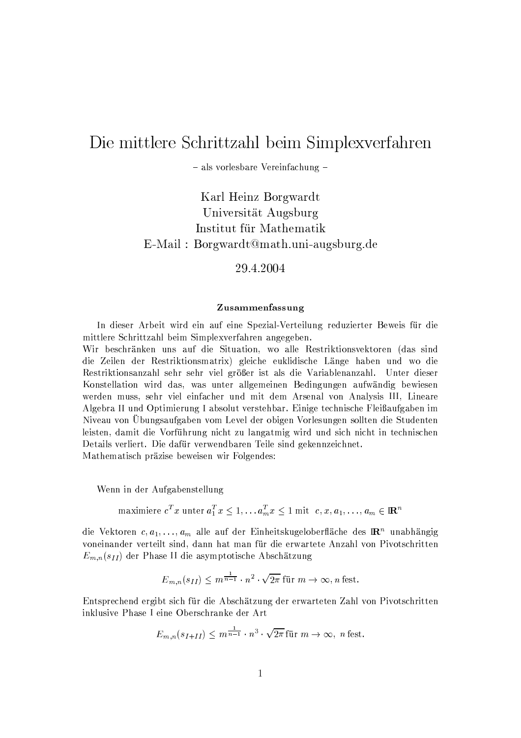# Die mittlere Schrittzahl beim Simplexverfahren

– als vorlesbare Vereinfachung –

Karl Heinz Borgwardt
Universität Augsburg
Institut für Mathematik
E-Mail : Borgwardt@math.uni-augsburg.de

29.4.2004

### Zusammenfassung

In dieser Arbeit wird ein auf eine Spezial-Verteilung reduzierter Beweis für die mittlere Schrittzahl beim Simplexverfahren angegeben.
Wir beschränken uns auf die Situation, wo alle Restriktionsvektoren (das sind die Zeilen der Restriktionsmatrix) gleiche euklidische Länge haben und wo die Restriktionsanzahl sehr sehr viel größer ist als die Variablenanzahl. Unter dieser Konstellation wird das, was unter allgemeinen Bedingungen aufwändig bewiesen werden muss, sehr viel einfacher und mit dem Arsenal von Analysis III, Lineare Algebra II und Optimierung I absolut verstehbar. Einige technische Fleißaufgaben im Niveau von Übungsaufgaben vom Level der obigen Vorlesungen sollten die Studenten leisten, damit die Vorführung nicht zu langatmig wird und sich nicht in technischen Details verliert. Die dafür verwendbaren Teile sind gekennzeichnet.
Mathematisch präzise beweisen wir Folgendes:

Wenn in der Aufgabenstellung

$$\text{maximiere } c^T x \text{ unter } a_1^T x \leq 1, \ldots a_m^T x \leq 1 \text{ mit } c, x, a_1, \ldots, a_m \in \mathbb{R}^n$$

die Vektoren $c, a_1, \ldots, a_m$ alle auf der Einheitskugeloberfläche des $\mathbb{R}^n$ unabhängig voneinander verteilt sind, dann hat man für die erwartete Anzahl von Pivotschritten $E_{m,n}(s_{II})$ der Phase II die asymptotische Abschätzung

$$E_{m,n}(s_{II}) \leq m^{\frac{1}{n-1}} \cdot n^2 \cdot \sqrt{2\pi} \text{ für } m \to \infty, n \text{ fest.}$$

Entsprechend ergibt sich für die Abschätzung der erwarteten Zahl von Pivotschritten inklusive Phase I eine Oberschranke der Art

$$E_{m,n}(s_{I+II}) \leq m^{\frac{1}{n-1}} \cdot n^3 \cdot \sqrt{2\pi} \text{ für } m \to \infty, \ n \text{ fest.}$$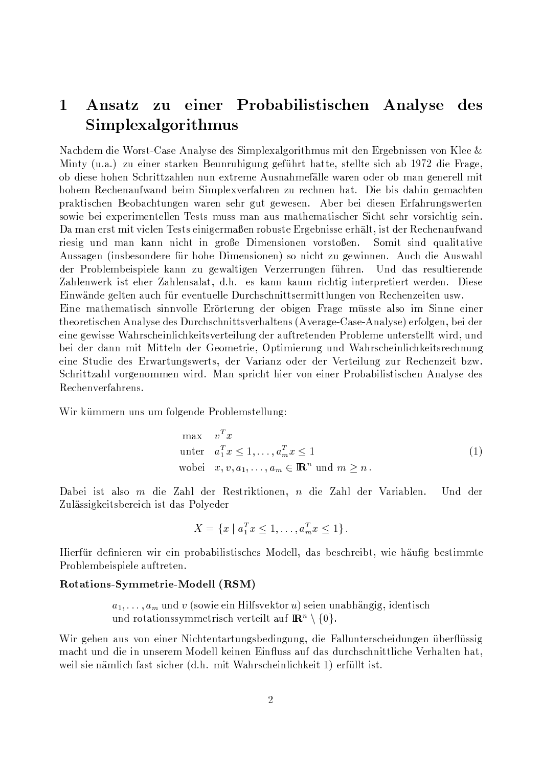# 1 Ansatz zu einer Probabilistischen Analyse des Simplexalgorithmus

Nachdem die Worst-Case Analyse des Simplexalgorithmus mit den Ergebnissen von Klee & Minty (u.a.) zu einer starken Beunruhigung geführt hatte, stellte sich ab 1972 die Frage, ob diese hohen Schrittzahlen nun extreme Ausnahmefälle waren oder ob man generell mit hohem Rechenaufwand beim Simplexverfahren zu rechnen hat. Die bis dahin gemachten praktischen Beobachtungen waren sehr gut gewesen. Aber bei diesen Erfahrungswerten sowie bei experimentellen Tests muss man aus mathematischer Sicht sehr vorsichtig sein. Da man erst mit vielen Tests einigermaßen robuste Ergebnisse erhält, ist der Rechenaufwand riesig und man kann nicht in große Dimensionen vorstoßen. Somit sind qualitative Aussagen (insbesondere für hohe Dimensionen) so nicht zu gewinnen. Auch die Auswahl der Problembeispiele kann zu gewaltigen Verzerrungen führen. Und das resultierende Zahlenwerk ist eher Zahlensalat, d.h. es kann kaum richtig interpretiert werden. Diese Einwände gelten auch für eventuelle Durchschnittsermittlungen von Rechenzeiten usw.
Eine mathematisch sinnvolle Erörterung der obigen Frage müsste also im Sinne einer theoretischen Analyse des Durchschnittsverhaltens (Average-Case-Analyse) erfolgen, bei der eine gewisse Wahrscheinlichkeitsverteilung der auftretenden Probleme unterstellt wird, und bei der dann mit Mitteln der Geometrie, Optimierung und Wahrscheinlichkeitsrechnung eine Studie des Erwartungswerts, der Varianz oder der Verteilung zur Rechenzeit bzw. Schrittzahl vorgenommen wird. Man spricht hier von einer Probabilistischen Analyse des Rechenverfahrens.

Wir kümmern uns um folgende Problemstellung:

$$\begin{array}{ll} \max & v^T x \\ \text{unter} & a_1^T x \leq 1, \ldots, a_m^T x \leq 1 \\ \text{wobei} & x, v, a_1, \ldots, a_m \in \mathbb{R}^n \text{ und } m \geq n\,. \end{array} \tag{1}$$

Dabei ist also $m$ die Zahl der Restriktionen, $n$ die Zahl der Variablen. Und der Zulässigkeitsbereich ist das Polyeder

$$X = \{x \mid a_1^T x \leq 1, \ldots, a_m^T x \leq 1\}\,.$$

Hierfür definieren wir ein probabilistisches Modell, das beschreibt, wie häufig bestimmte Problembeispiele auftreten.

**Rotations-Symmetrie-Modell (RSM)**

> $a_1, \ldots, a_m$ und $v$ (sowie ein Hilfsvektor $u$) seien unabhängig, identisch und rotationssymmetrisch verteilt auf $\mathbb{R}^n \setminus \{0\}$.

Wir gehen aus von einer Nichtentartungsbedingung, die Fallunterscheidungen überflüssig macht und die in unserem Modell keinen Einfluss auf das durchschnittliche Verhalten hat, weil sie nämlich fast sicher (d.h. mit Wahrscheinlichkeit 1) erfüllt ist.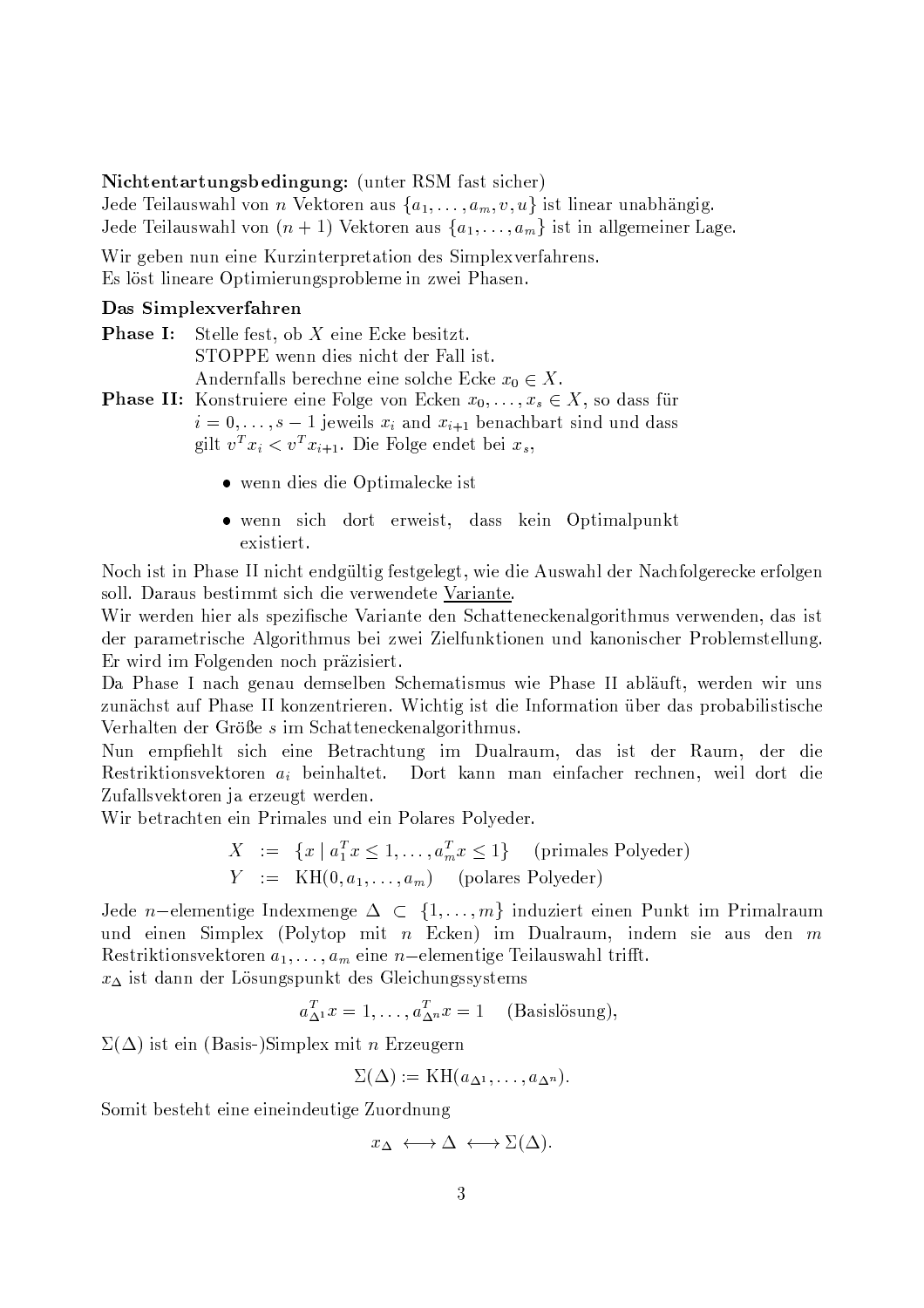**Nichtentartungsbedingung:** (unter RSM fast sicher)
Jede Teilauswahl von $n$ Vektoren aus $\{a_1, \dots, a_m, v, u\}$ ist linear unabhängig.
Jede Teilauswahl von $(n+1)$ Vektoren aus $\{a_1, \dots, a_m\}$ ist in allgemeiner Lage.

Wir geben nun eine Kurzinterpretation des Simplexverfahrens.
Es löst lineare Optimierungsprobleme in zwei Phasen.

**Das Simplexverfahren**

**Phase I:** Stelle fest, ob $X$ eine Ecke besitzt.
STOPPE wenn dies nicht der Fall ist.
Andernfalls berechne eine solche Ecke $x_0 \in X$.

**Phase II:** Konstruiere eine Folge von Ecken $x_0, \dots, x_s \in X$, so dass für $i = 0, \dots, s-1$ jeweils $x_i$ and $x_{i+1}$ benachbart sind und dass gilt $v^T x_i < v^T x_{i+1}$. Die Folge endet bei $x_s$,

- wenn dies die Optimalecke ist
- wenn sich dort erweist, dass kein Optimalpunkt existiert.

Noch ist in Phase II nicht endgültig festgelegt, wie die Auswahl der Nachfolgerecke erfolgen soll. Daraus bestimmt sich die verwendete Variante.
Wir werden hier als spezifische Variante den Schatteneckenalgorithmus verwenden, das ist der parametrische Algorithmus bei zwei Zielfunktionen und kanonischer Problemstellung. Er wird im Folgenden noch präzisiert.
Da Phase I nach genau demselben Schematismus wie Phase II abläuft, werden wir uns zunächst auf Phase II konzentrieren. Wichtig ist die Information über das probabilistische Verhalten der Größe $s$ im Schatteneckenalgorithmus.
Nun empfiehlt sich eine Betrachtung im Dualraum, das ist der Raum, der die Restriktionsvektoren $a_i$ beinhaltet. Dort kann man einfacher rechnen, weil dort die Zufallsvektoren ja erzeugt werden.
Wir betrachten ein Primales und ein Polares Polyeder.

$$
\begin{aligned}
X &:= \{x \mid a_1^T x \le 1, \dots, a_m^T x \le 1\} \quad \text{(primales Polyeder)} \\
Y &:= \mathrm{KH}(0, a_1, \dots, a_m) \quad \text{(polares Polyeder)}
\end{aligned}
$$

Jede $n$-elementige Indexmenge $\Delta \subset \{1, \dots, m\}$ induziert einen Punkt im Primalraum und einen Simplex (Polytop mit $n$ Ecken) im Dualraum, indem sie aus den $m$ Restriktionsvektoren $a_1, \dots, a_m$ eine $n$-elementige Teilauswahl trifft.
$x_\Delta$ ist dann der Lösungspunkt des Gleichungssystems

$$a_{\Delta^1}^T x = 1, \dots, a_{\Delta^n}^T x = 1 \quad \text{(Basislösung)},$$

$\Sigma(\Delta)$ ist ein (Basis-)Simplex mit $n$ Erzeugern

$$\Sigma(\Delta) := \mathrm{KH}(a_{\Delta^1}, \dots, a_{\Delta^n}).$$

Somit besteht eine eineindeutige Zuordnung

$$x_\Delta \longleftrightarrow \Delta \longleftrightarrow \Sigma(\Delta).$$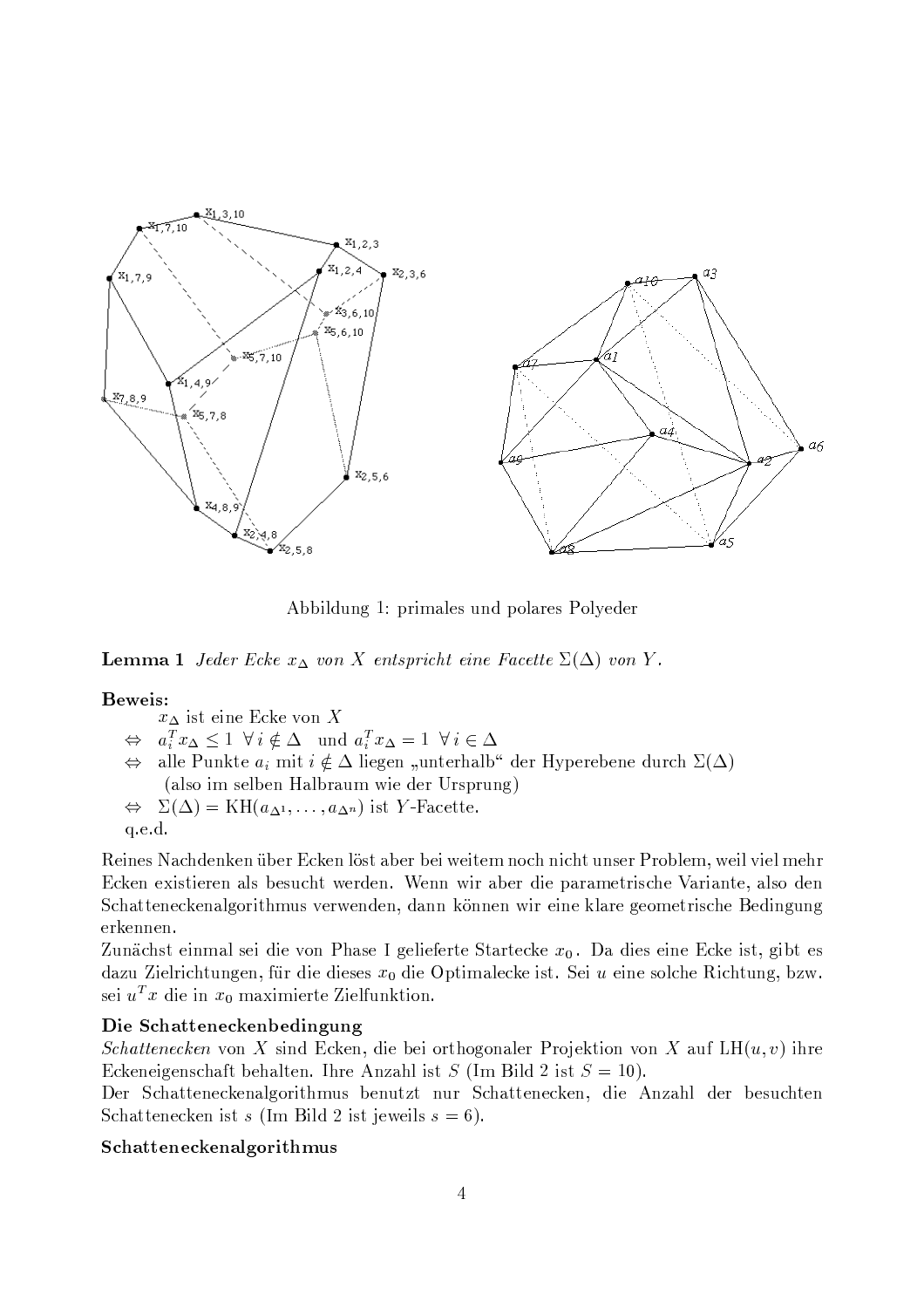Abbildung 1: primales und polares Polyeder

**Lemma 1** *Jeder Ecke $x_\Delta$ von $X$ entspricht eine Facette $\Sigma(\Delta)$ von $Y$.*

**Beweis:**

$x_\Delta$ ist eine Ecke von $X$

$\Leftrightarrow$ $a_i^T x_\Delta \le 1 \;\; \forall\, i \notin \Delta$ und $a_i^T x_\Delta = 1 \;\; \forall\, i \in \Delta$

$\Leftrightarrow$ alle Punkte $a_i$ mit $i \notin \Delta$ liegen „unterhalb" der Hyperebene durch $\Sigma(\Delta)$ (also im selben Halbraum wie der Ursprung)

$\Leftrightarrow$ $\Sigma(\Delta) = \mathrm{KH}(a_{\Delta^1}, \ldots, a_{\Delta^n})$ ist $Y$-Facette.

q.e.d.

Reines Nachdenken über Ecken löst aber bei weitem noch nicht unser Problem, weil viel mehr Ecken existieren als besucht werden. Wenn wir aber die parametrische Variante, also den Schatteneckenalgorithmus verwenden, dann können wir eine klare geometrische Bedingung erkennen.

Zunächst einmal sei die von Phase I gelieferte Startecke $x_0$. Da dies eine Ecke ist, gibt es dazu Zielrichtungen, für die dieses $x_0$ die Optimalecke ist. Sei $u$ eine solche Richtung, bzw. sei $u^T x$ die in $x_0$ maximierte Zielfunktion.

### Die Schatteneckenbedingung

*Schattenecken* von $X$ sind Ecken, die bei orthogonaler Projektion von $X$ auf $\mathrm{LH}(u, v)$ ihre Eckeneigenschaft behalten. Ihre Anzahl ist $S$ (Im Bild 2 ist $S = 10$).

Der Schatteneckenalgorithmus benutzt nur Schattenecken, die Anzahl der besuchten Schattenecken ist $s$ (Im Bild 2 ist jeweils $s = 6$).

### Schatteneckenalgorithmus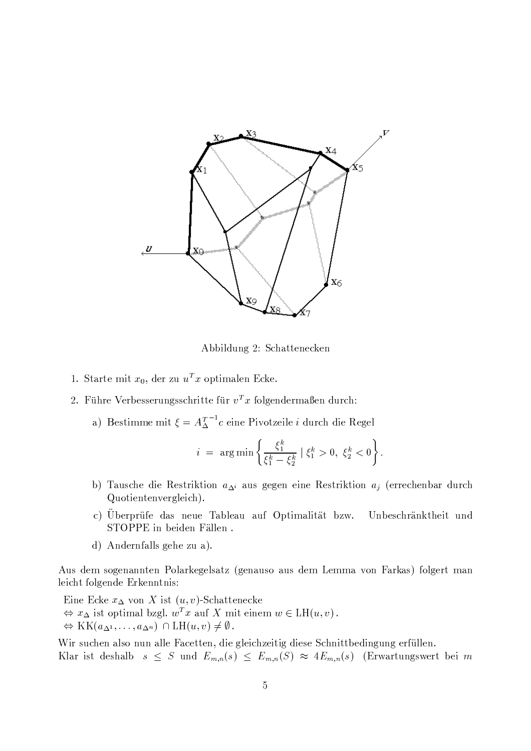Abbildung 2: Schattenecken

1. Starte mit $x_0$, der zu $u^T x$ optimalen Ecke.
2. Führe Verbesserungsschritte für $v^T x$ folgendermaßen durch:
   a) Bestimme mit $\xi = {A_\Delta^T}^{-1} c$ eine Pivotzeile $i$ durch die Regel
   $$i \;=\; \arg\min \left\{ \frac{\xi_1^k}{\xi_1^k - \xi_2^k} \mid \xi_1^k > 0,\ \xi_2^k < 0 \right\}.$$
   b) Tausche die Restriktion $a_{\Delta^i}$ aus gegen eine Restriktion $a_j$ (errechenbar durch Quotientenvergleich).
   c) Überprüfe das neue Tableau auf Optimalität bzw. Unbeschränktheit und STOPPE in beiden Fällen .
   d) Andernfalls gehe zu a).

Aus dem sogenannten Polarkegelsatz (genauso aus dem Lemma von Farkas) folgert man leicht folgende Erkenntnis:

Eine Ecke $x_\Delta$ von $X$ ist $(u, v)$-Schattenecke
$\Leftrightarrow$ $x_\Delta$ ist optimal bzgl. $w^T x$ auf $X$ mit einem $w \in \mathrm{LH}(u, v)$.
$\Leftrightarrow$ $\mathrm{KK}(a_{\Delta^1}, \ldots, a_{\Delta^n}) \cap \mathrm{LH}(u, v) \neq \emptyset$.

Wir suchen also nun alle Facetten, die gleichzeitig diese Schnittbedingung erfüllen.
Klar ist deshalb $s \leq S$ und $E_{m,n}(s) \leq E_{m,n}(S) \approx 4E_{m,n}(s)$ (Erwartungswert bei $m$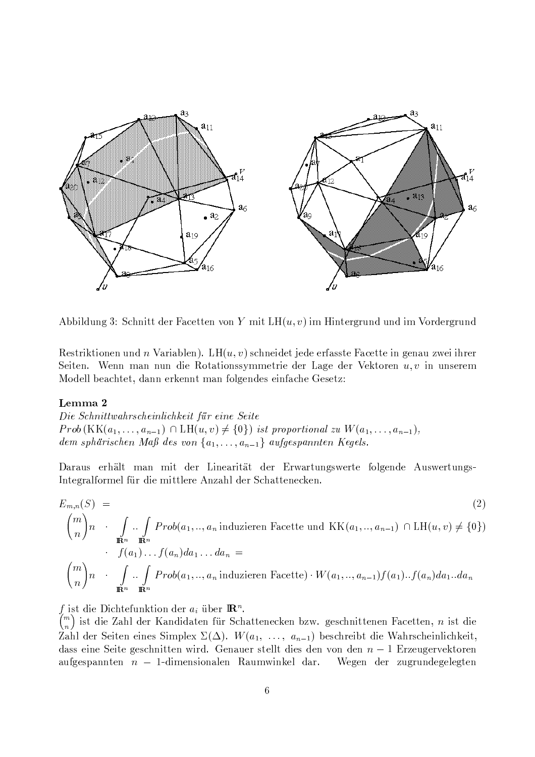Abbildung 3: Schnitt der Facetten von $Y$ mit $\mathrm{LH}(u,v)$ im Hintergrund und im Vordergrund

Restriktionen und $n$ Variablen). $\mathrm{LH}(u,v)$ schneidet jede erfasste Facette in genau zwei ihrer Seiten. Wenn man nun die Rotationssymmetrie der Lage der Vektoren $u, v$ in unserem Modell beachtet, dann erkennt man folgendes einfache Gesetz:

**Lemma 2**

*Die Schnittwahrscheinlichkeit für eine Seite* $\mathit{Prob}\,(\mathrm{KK}(a_1,\ldots,a_{n-1}) \cap \mathrm{LH}(u,v) \neq \{0\})$ *ist proportional zu* $W(a_1,\ldots,a_{n-1})$, *dem sphärischen Maß des von* $\{a_1,\ldots,a_{n-1}\}$ *aufgespannten Kegels.*

Daraus erhält man mit der Linearität der Erwartungswerte folgende Auswertungs-Integralformel für die mittlere Anzahl der Schattenecken.

$$
\begin{aligned}
E_{m,n}(S) &= \qquad\qquad\qquad\qquad\qquad\qquad\qquad\qquad\qquad\qquad\qquad\qquad\qquad (2)\\
\binom{m}{n} n &\cdot \int_{\mathbb{R}^n} .. \int_{\mathbb{R}^n} \mathit{Prob}(a_1,..,a_n \text{ induzieren Facette und } \mathrm{KK}(a_1,..,a_{n-1}) \cap \mathrm{LH}(u,v) \neq \{0\}) \\
&\cdot \; f(a_1)\ldots f(a_n)da_1\ldots da_n = \\
\binom{m}{n} n &\cdot \int_{\mathbb{R}^n} .. \int_{\mathbb{R}^n} \mathit{Prob}(a_1,..,a_n \text{ induzieren Facette}) \cdot W(a_1,..,a_{n-1}) f(a_1)..f(a_n) da_1..da_n
\end{aligned}
$$

$f$ ist die Dichtefunktion der $a_i$ über $\mathbb{R}^n$.
$\binom{m}{n}$ ist die Zahl der Kandidaten für Schattenecken bzw. geschnittenen Facetten, $n$ ist die Zahl der Seiten eines Simplex $\Sigma(\Delta)$. $W(a_1, \ldots, a_{n-1})$ beschreibt die Wahrscheinlichkeit, dass eine Seite geschnitten wird. Genauer stellt dies den von den $n-1$ Erzeugervektoren aufgespannten $n-1$-dimensionalen Raumwinkel dar. Wegen der zugrundegelegten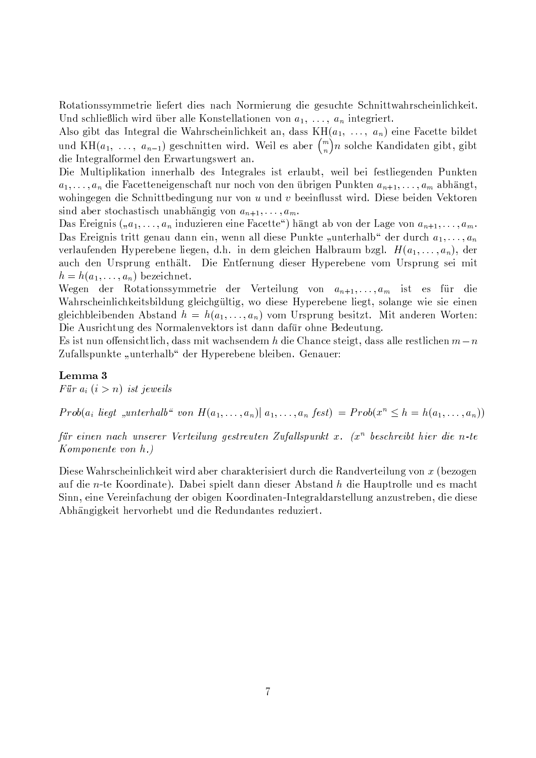Rotationssymmetrie liefert dies nach Normierung die gesuchte Schnittwahrscheinlichkeit. Und schließlich wird über alle Konstellationen von $a_1, \ldots, a_n$ integriert.

Also gibt das Integral die Wahrscheinlichkeit an, dass $\mathrm{KH}(a_1, \ldots, a_n)$ eine Facette bildet und $\mathrm{KH}(a_1, \ldots, a_{n-1})$ geschnitten wird. Weil es aber $\binom{m}{n} n$ solche Kandidaten gibt, gibt die Integralformel den Erwartungswert an.

Die Multiplikation innerhalb des Integrales ist erlaubt, weil bei festliegenden Punkten $a_1, \ldots, a_n$ die Facetteneigenschaft nur noch von den übrigen Punkten $a_{n+1}, \ldots, a_m$ abhängt, wohingegen die Schnittbedingung nur von $u$ und $v$ beeinflusst wird. Diese beiden Vektoren sind aber stochastisch unabhängig von $a_{n+1}, \ldots, a_m$.

Das Ereignis („$a_1, \ldots, a_n$ induzieren eine Facette“) hängt ab von der Lage von $a_{n+1}, \ldots, a_m$. Das Ereignis tritt genau dann ein, wenn all diese Punkte „unterhalb“ der durch $a_1, \ldots, a_n$ verlaufenden Hyperebene liegen, d.h. in dem gleichen Halbraum bzgl. $H(a_1, \ldots, a_n)$, der auch den Ursprung enthält. Die Entfernung dieser Hyperebene vom Ursprung sei mit $h = h(a_1, \ldots, a_n)$ bezeichnet.

Wegen der Rotationssymmetrie der Verteilung von $a_{n+1}, \ldots, a_m$ ist es für die Wahrscheinlichkeitsbildung gleichgültig, wo diese Hyperebene liegt, solange wie sie einen gleichbleibenden Abstand $h = h(a_1, \ldots, a_n)$ vom Ursprung besitzt. Mit anderen Worten: Die Ausrichtung des Normalenvektors ist dann dafür ohne Bedeutung.

Es ist nun offensichtlich, dass mit wachsendem $h$ die Chance steigt, dass alle restlichen $m - n$ Zufallspunkte „unterhalb“ der Hyperebene bleiben. Genauer:

**Lemma 3**

*Für $a_i$ $(i > n)$ ist jeweils*

$$Prob(a_i \text{ liegt „unterhalb“ von } H(a_1, \ldots, a_n) \mid a_1, \ldots, a_n \text{ fest}) = Prob(x^n \leq h = h(a_1, \ldots, a_n))$$

*für einen nach unserer Verteilung gestreuten Zufallspunkt $x$. ($x^n$ beschreibt hier die $n$-te Komponente von $h$.)*

Diese Wahrscheinlichkeit wird aber charakterisiert durch die Randverteilung von $x$ (bezogen auf die $n$-te Koordinate). Dabei spielt dann dieser Abstand $h$ die Hauptrolle und es macht Sinn, eine Vereinfachung der obigen Koordinaten-Integraldarstellung anzustreben, die diese Abhängigkeit hervorhebt und die Redundantes reduziert.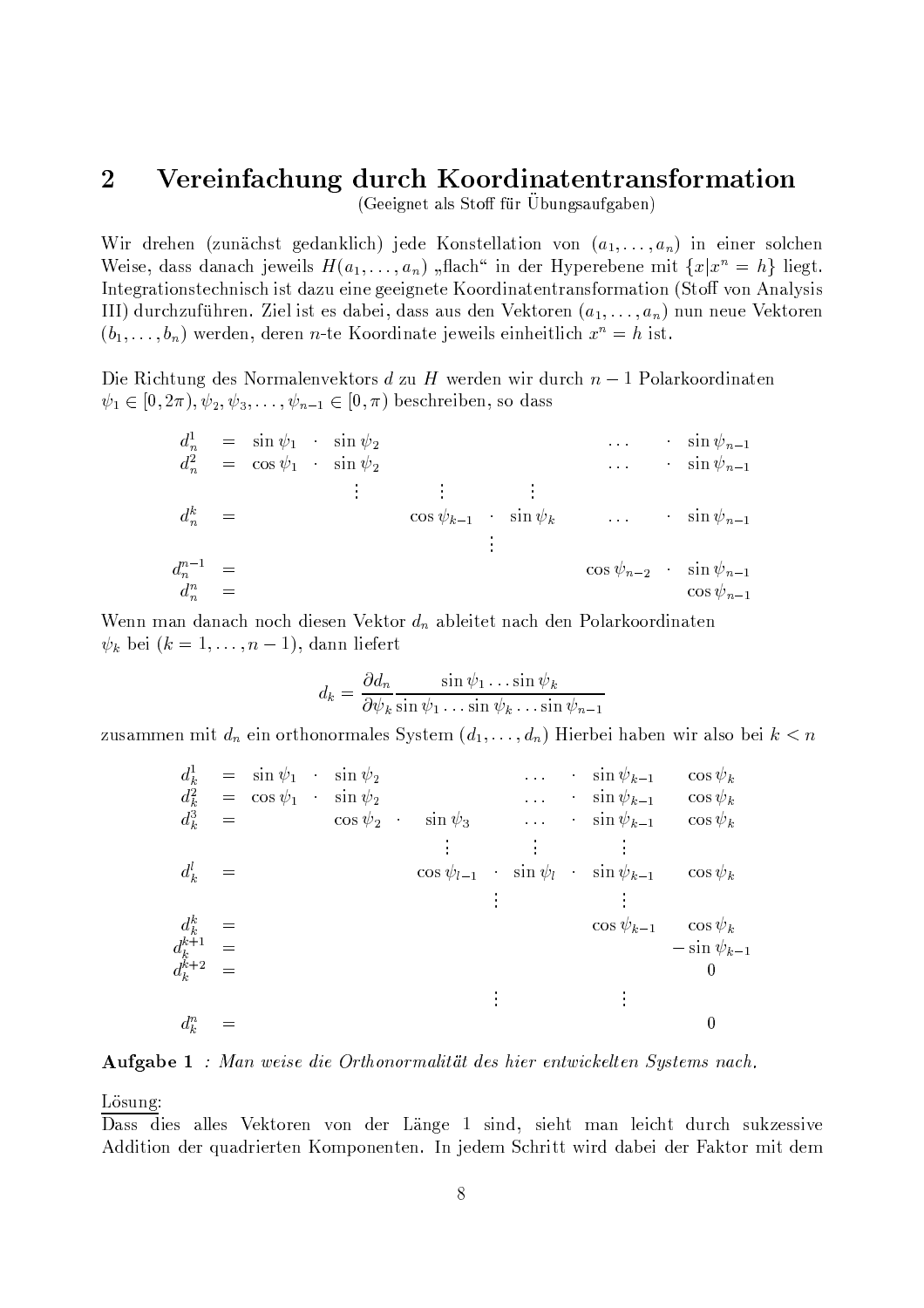## 2 Vereinfachung durch Koordinatentransformation

(Geeignet als Stoff für Übungsaufgaben)

Wir drehen (zunächst gedanklich) jede Konstellation von $(a_1, \ldots, a_n)$ in einer solchen Weise, dass danach jeweils $H(a_1, \ldots, a_n)$ „flach" in der Hyperebene mit $\{x | x^n = h\}$ liegt. Integrationstechnisch ist dazu eine geeignete Koordinatentransformation (Stoff von Analysis III) durchzuführen. Ziel ist es dabei, dass aus den Vektoren $(a_1, \ldots, a_n)$ nun neue Vektoren $(b_1, \ldots, b_n)$ werden, deren $n$-te Koordinate jeweils einheitlich $x^n = h$ ist.

Die Richtung des Normalenvektors $d$ zu $H$ werden wir durch $n-1$ Polarkoordinaten $\psi_1 \in [0, 2\pi), \psi_2, \psi_3, \ldots, \psi_{n-1} \in [0, \pi)$ beschreiben, so dass

$$
\begin{array}{lcl}
d_n^1 & = & \sin\psi_1 \cdot \sin\psi_2 \cdots \sin\psi_{n-1} \\
d_n^2 & = & \cos\psi_1 \cdot \sin\psi_2 \cdots \sin\psi_{n-1} \\
 & \vdots & \\
d_n^k & = & \cos\psi_{k-1} \cdot \sin\psi_k \cdots \sin\psi_{n-1} \\
 & \vdots & \\
d_n^{n-1} & = & \cos\psi_{n-2} \cdot \sin\psi_{n-1} \\
d_n^n & = & \cos\psi_{n-1}
\end{array}
$$

Wenn man danach noch diesen Vektor $d_n$ ableitet nach den Polarkoordinaten $\psi_k$ bei $(k = 1, \ldots, n-1)$, dann liefert

$$
d_k = \frac{\partial d_n}{\partial \psi_k} \frac{\sin\psi_1 \ldots \sin\psi_k}{\sin\psi_1 \ldots \sin\psi_k \ldots \sin\psi_{n-1}}
$$

zusammen mit $d_n$ ein orthonormales System $(d_1, \ldots, d_n)$ Hierbei haben wir also bei $k < n$

$$
\begin{array}{lcl}
d_k^1 & = & \sin\psi_1 \cdot \sin\psi_2 \cdots \sin\psi_{k-1} \quad \cos\psi_k \\
d_k^2 & = & \cos\psi_1 \cdot \sin\psi_2 \cdots \sin\psi_{k-1} \quad \cos\psi_k \\
d_k^3 & = & \cos\psi_2 \cdot \sin\psi_3 \cdots \sin\psi_{k-1} \quad \cos\psi_k \\
 & \vdots & \\
d_k^l & = & \cos\psi_{l-1} \cdot \sin\psi_l \cdot \sin\psi_{k-1} \quad \cos\psi_k \\
 & \vdots & \\
d_k^k & = & \cos\psi_{k-1} \quad \cos\psi_k \\
d_k^{k+1} & = & -\sin\psi_{k-1} \\
d_k^{k+2} & = & 0 \\
 & \vdots & \\
d_k^n & = & 0
\end{array}
$$

**Aufgabe 1** : *Man weise die Orthonormalität des hier entwickelten Systems nach.*

Lösung:

Dass dies alles Vektoren von der Länge 1 sind, sieht man leicht durch sukzessive Addition der quadrierten Komponenten. In jedem Schritt wird dabei der Faktor mit dem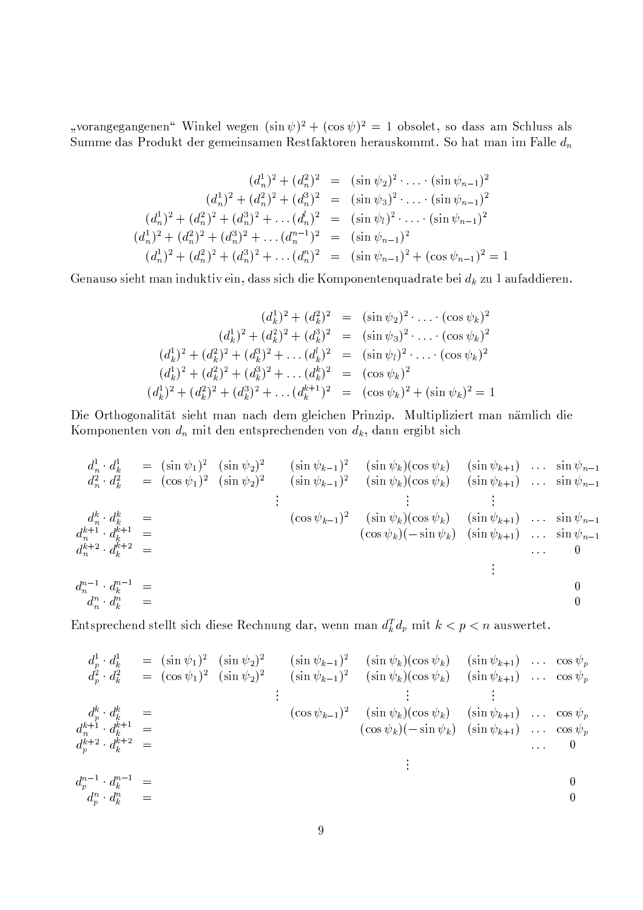„vorangegangenen“ Winkel wegen $(\sin\psi)^2 + (\cos\psi)^2 = 1$ obsolet, so dass am Schluss als Summe das Produkt der gemeinsamen Restfaktoren herauskommt. So hat man im Falle $d_n$

$$
\begin{aligned}
(d_n^1)^2 + (d_n^2)^2 &= (\sin\psi_2)^2 \cdot \ldots \cdot (\sin\psi_{n-1})^2 \\
(d_n^1)^2 + (d_n^2)^2 + (d_n^3)^2 &= (\sin\psi_3)^2 \cdot \ldots \cdot (\sin\psi_{n-1})^2 \\
(d_n^1)^2 + (d_n^2)^2 + (d_n^3)^2 + \ldots (d_n^l)^2 &= (\sin\psi_l)^2 \cdot \ldots \cdot (\sin\psi_{n-1})^2 \\
(d_n^1)^2 + (d_n^2)^2 + (d_n^3)^2 + \ldots (d_n^{n-1})^2 &= (\sin\psi_{n-1})^2 \\
(d_n^1)^2 + (d_n^2)^2 + (d_n^3)^2 + \ldots (d_n^n)^2 &= (\sin\psi_{n-1})^2 + (\cos\psi_{n-1})^2 = 1
\end{aligned}
$$

Genauso sieht man induktiv ein, dass sich die Komponentenquadrate bei $d_k$ zu 1 aufaddieren.

$$
\begin{aligned}
(d_k^1)^2 + (d_k^2)^2 &= (\sin\psi_2)^2 \cdot \ldots \cdot (\cos\psi_k)^2 \\
(d_k^1)^2 + (d_k^2)^2 + (d_k^3)^2 &= (\sin\psi_3)^2 \cdot \ldots \cdot (\cos\psi_k)^2 \\
(d_k^1)^2 + (d_k^2)^2 + (d_k^3)^2 + \ldots (d_k^l)^2 &= (\sin\psi_l)^2 \cdot \ldots \cdot (\cos\psi_k)^2 \\
(d_k^1)^2 + (d_k^2)^2 + (d_k^3)^2 + \ldots (d_k^k)^2 &= (\cos\psi_k)^2 \\
(d_k^1)^2 + (d_k^2)^2 + (d_k^3)^2 + \ldots (d_k^{k+1})^2 &= (\cos\psi_k)^2 + (\sin\psi_k)^2 = 1
\end{aligned}
$$

Die Orthogonalität sieht man nach dem gleichen Prinzip. Multipliziert man nämlich die Komponenten von $d_n$ mit den entsprechenden von $d_k$, dann ergibt sich

$$
\begin{array}{lcllllllll}
d_n^1 \cdot d_k^1 &=& (\sin\psi_1)^2 & (\sin\psi_2)^2 & & (\sin\psi_{k-1})^2 & (\sin\psi_k)(\cos\psi_k) & (\sin\psi_{k+1}) & \ldots & \sin\psi_{n-1} \\
d_n^2 \cdot d_k^2 &=& (\cos\psi_1)^2 & (\sin\psi_2)^2 & & (\sin\psi_{k-1})^2 & (\sin\psi_k)(\cos\psi_k) & (\sin\psi_{k+1}) & \ldots & \sin\psi_{n-1} \\
 & & & & \vdots & & \vdots & \vdots & & \\
d_n^k \cdot d_k^k &=& & & & (\cos\psi_{k-1})^2 & (\sin\psi_k)(\cos\psi_k) & (\sin\psi_{k+1}) & \ldots & \sin\psi_{n-1} \\
d_n^{k+1} \cdot d_k^{k+1} &=& & & & & (\cos\psi_k)(-\sin\psi_k) & (\sin\psi_{k+1}) & \ldots & \sin\psi_{n-1} \\
d_n^{k+2} \cdot d_k^{k+2} &=& & & & & & & \ldots & 0 \\
 & & & & & & & \vdots & & \\
d_n^{n-1} \cdot d_k^{n-1} &=& & & & & & & & 0 \\
d_n^n \cdot d_k^n &=& & & & & & & & 0
\end{array}
$$

Entsprechend stellt sich diese Rechnung dar, wenn man $d_k^T d_p$ mit $k < p < n$ auswertet.

$$
\begin{array}{lcllllllll}
d_p^1 \cdot d_k^1 &=& (\sin\psi_1)^2 & (\sin\psi_2)^2 & & (\sin\psi_{k-1})^2 & (\sin\psi_k)(\cos\psi_k) & (\sin\psi_{k+1}) & \ldots & \cos\psi_p \\
d_p^2 \cdot d_k^2 &=& (\cos\psi_1)^2 & (\sin\psi_2)^2 & & (\sin\psi_{k-1})^2 & (\sin\psi_k)(\cos\psi_k) & (\sin\psi_{k+1}) & \ldots & \cos\psi_p \\
 & & & & \vdots & & \vdots & \vdots & & \\
d_p^k \cdot d_k^k &=& & & & (\cos\psi_{k-1})^2 & (\sin\psi_k)(\cos\psi_k) & (\sin\psi_{k+1}) & \ldots & \cos\psi_p \\
d_n^{k+1} \cdot d_k^{k+1} &=& & & & & (\cos\psi_k)(-\sin\psi_k) & (\sin\psi_{k+1}) & \ldots & \cos\psi_p \\
d_p^{k+2} \cdot d_k^{k+2} &=& & & & & & & \ldots & 0 \\
 & & & & & & \vdots & & & \\
d_p^{n-1} \cdot d_k^{n-1} &=& & & & & & & & 0 \\
d_p^n \cdot d_k^n &=& & & & & & & & 0
\end{array}
$$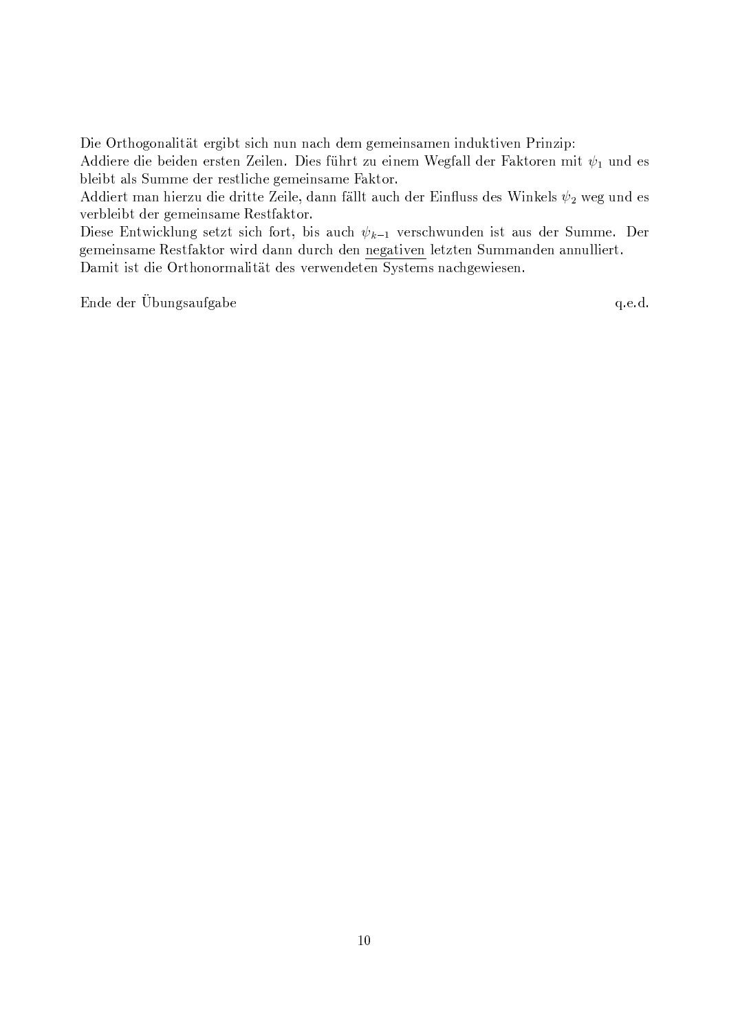Die Orthogonalität ergibt sich nun nach dem gemeinsamen induktiven Prinzip:
Addiere die beiden ersten Zeilen. Dies führt zu einem Wegfall der Faktoren mit $\psi_1$ und es bleibt als Summe der restliche gemeinsame Faktor.
Addiert man hierzu die dritte Zeile, dann fällt auch der Einfluss des Winkels $\psi_2$ weg und es verbleibt der gemeinsame Restfaktor.
Diese Entwicklung setzt sich fort, bis auch $\psi_{k-1}$ verschwunden ist aus der Summe. Der gemeinsame Restfaktor wird dann durch den <u>negativen</u> letzten Summanden annulliert.
Damit ist die Orthonormalität des verwendeten Systems nachgewiesen.

Ende der Übungsaufgabe q.e.d.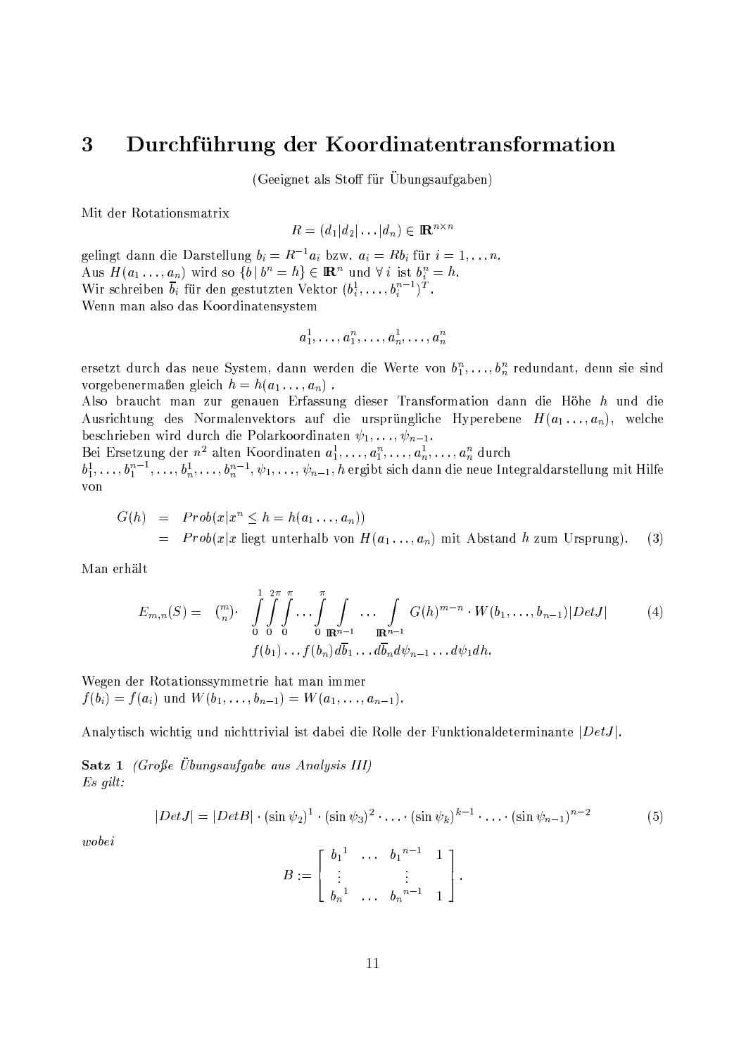# 3 Durchführung der Koordinatentransformation

(Geeignet als Stoff für Übungsaufgaben)

Mit der Rotationsmatrix

$$R = (d_1|d_2|\dots|d_n) \in \mathbb{R}^{n \times n}$$

gelingt dann die Darstellung $b_i = R^{-1}a_i$ bzw. $a_i = Rb_i$ für $i = 1, \dots n$.
Aus $H(a_1 \dots, a_n)$ wird so $\{b \,|\, b^n = h\} \in \mathbb{R}^n$ und $\forall\, i$ ist $b_i^n = h$.
Wir schreiben $\overline{b}_i$ für den gestutzten Vektor $(b_i^1, \dots, b_i^{n-1})^T$.
Wenn man also das Koordinatensystem

$$a_1^1, \dots, a_1^n, \dots, a_n^1, \dots, a_n^n$$

ersetzt durch das neue System, dann werden die Werte von $b_1^n, \dots, b_n^n$ redundant, denn sie sind vorgebenermaßen gleich $h = h(a_1 \dots, a_n)$ .
Also braucht man zur genauen Erfassung dieser Transformation dann die Höhe $h$ und die Ausrichtung des Normalenvektors auf die ursprüngliche Hyperebene $H(a_1 \dots, a_n)$, welche beschrieben wird durch die Polarkoordinaten $\psi_1, \dots, \psi_{n-1}$.
Bei Ersetzung der $n^2$ alten Koordinaten $a_1^1, \dots, a_1^n, \dots, a_n^1, \dots, a_n^n$ durch
$b_1^1, \dots, b_1^{n-1}, \dots, b_n^1, \dots, b_n^{n-1}, \psi_1, \dots, \psi_{n-1}, h$ ergibt sich dann die neue Integraldarstellung mit Hilfe von

$$\begin{aligned} G(h) &= Prob(x | x^n \leq h = h(a_1 \dots, a_n)) \\ &= Prob(x | x \text{ liegt unterhalb von } H(a_1 \dots, a_n) \text{ mit Abstand } h \text{ zum Ursprung}). \end{aligned} \tag{3}$$

Man erhält

$$E_{m,n}(S) = \binom{m}{n} \cdot \int_0^1 \int_0^{2\pi} \int_0^{\pi} \dots \int_0^{\pi} \int_{\mathbb{R}^{n-1}} \dots \int_{\mathbb{R}^{n-1}} G(h)^{m-n} \cdot W(b_1, \dots, b_{n-1}) |DetJ| \tag{4}$$
$$f(b_1) \dots f(b_n) d\overline{b}_1 \dots d\overline{b}_n d\psi_{n-1} \dots d\psi_1 dh.$$

Wegen der Rotationssymmetrie hat man immer
$f(b_i) = f(a_i)$ und $W(b_1, \dots, b_{n-1}) = W(a_1, \dots, a_{n-1})$.

Analytisch wichtig und nichttrivial ist dabei die Rolle der Funktionaldeterminante $|DetJ|$.

**Satz 1** *(Große Übungsaufgabe aus Analysis III)*
*Es gilt:*

$$|DetJ| = |DetB| \cdot (\sin \psi_2)^1 \cdot (\sin \psi_3)^2 \cdot \dots \cdot (\sin \psi_k)^{k-1} \cdot \dots \cdot (\sin \psi_{n-1})^{n-2} \tag{5}$$

*wobei*

$$B := \begin{bmatrix} {b_1}^1 & \dots & {b_1}^{n-1} & 1 \\ \vdots & & \vdots & \\ {b_n}^1 & \dots & {b_n}^{n-1} & 1 \end{bmatrix}.$$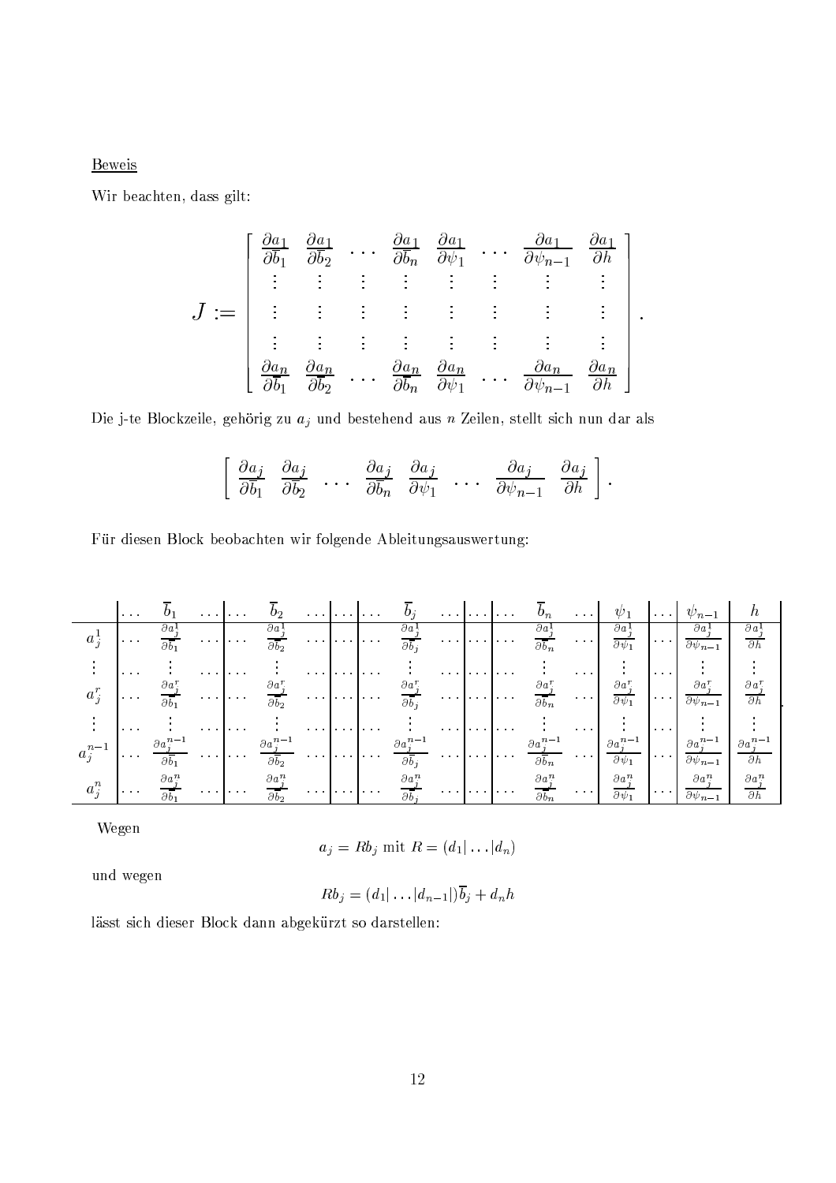<u>Beweis</u>

Wir beachten, dass gilt:

$$J := \begin{bmatrix} \frac{\partial a_1}{\partial \overline{b}_1} & \frac{\partial a_1}{\partial \overline{b}_2} & \cdots & \frac{\partial a_1}{\partial \overline{b}_n} & \frac{\partial a_1}{\partial \psi_1} & \cdots & \frac{\partial a_1}{\partial \psi_{n-1}} & \frac{\partial a_1}{\partial h} \\ \vdots & \vdots & \vdots & \vdots & \vdots & \vdots & \vdots & \vdots \\ \vdots & \vdots & \vdots & \vdots & \vdots & \vdots & \vdots & \vdots \\ \vdots & \vdots & \vdots & \vdots & \vdots & \vdots & \vdots & \vdots \\ \frac{\partial a_n}{\partial \overline{b}_1} & \frac{\partial a_n}{\partial \overline{b}_2} & \cdots & \frac{\partial a_n}{\partial \overline{b}_n} & \frac{\partial a_n}{\partial \psi_1} & \cdots & \frac{\partial a_n}{\partial \psi_{n-1}} & \frac{\partial a_n}{\partial h} \end{bmatrix}.$$

Die j-te Blockzeile, gehörig zu $a_j$ und bestehend aus $n$ Zeilen, stellt sich nun dar als

$$\begin{bmatrix} \frac{\partial a_j}{\partial \overline{b}_1} & \frac{\partial a_j}{\partial \overline{b}_2} & \cdots & \frac{\partial a_j}{\partial \overline{b}_n} & \frac{\partial a_j}{\partial \psi_1} & \cdots & \frac{\partial a_j}{\partial \psi_{n-1}} & \frac{\partial a_j}{\partial h} \end{bmatrix}.$$

Für diesen Block beobachten wir folgende Ableitungsauswertung:

| | ... | $\overline{b}_1$ | ... | ... | $\overline{b}_2$ | ... | ... | ... | $\overline{b}_j$ | ... | ... | ... | $\overline{b}_n$ | ... | $\psi_1$ | ... | $\psi_{n-1}$ | $h$ |
|---|---|---|---|---|---|---|---|---|---|---|---|---|---|---|---|---|---|---|
| $a_j^1$ | ... | $\frac{\partial a_j^1}{\partial \overline{b}_1}$ | ... | ... | $\frac{\partial a_j^1}{\partial \overline{b}_2}$ | ... | ... | ... | $\frac{\partial a_j^1}{\partial \overline{b}_j}$ | ... | ... | ... | $\frac{\partial a_j^1}{\partial \overline{b}_n}$ | ... | $\frac{\partial a_j^1}{\partial \psi_1}$ | ... | $\frac{\partial a_j^1}{\partial \psi_{n-1}}$ | $\frac{\partial a_j^1}{\partial h}$ |
| $\vdots$ | ... | $\vdots$ | ... | ... | $\vdots$ | ... | ... | ... | $\vdots$ | ... | ... | ... | $\vdots$ | ... | $\vdots$ | ... | $\vdots$ | $\vdots$ |
| $a_j^r$ | ... | $\frac{\partial a_j^r}{\partial \overline{b}_1}$ | ... | ... | $\frac{\partial a_j^r}{\partial \overline{b}_2}$ | ... | ... | ... | $\frac{\partial a_j^r}{\partial \overline{b}_j}$ | ... | ... | ... | $\frac{\partial a_j^r}{\partial \overline{b}_n}$ | ... | $\frac{\partial a_j^r}{\partial \psi_1}$ | ... | $\frac{\partial a_j^r}{\partial \psi_{n-1}}$ | $\frac{\partial a_j^r}{\partial h}$ |
| $\vdots$ | ... | $\vdots$ | ... | ... | $\vdots$ | ... | ... | ... | $\vdots$ | ... | ... | ... | $\vdots$ | ... | $\vdots$ | ... | $\vdots$ | $\vdots$ |
| $a_j^{n-1}$ | ... | $\frac{\partial a_j^{n-1}}{\partial \overline{b}_1}$ | ... | ... | $\frac{\partial a_j^{n-1}}{\partial \overline{b}_2}$ | ... | ... | ... | $\frac{\partial a_j^{n-1}}{\partial \overline{b}_j}$ | ... | ... | ... | $\frac{\partial a_j^{n-1}}{\partial \overline{b}_n}$ | ... | $\frac{\partial a_j^{n-1}}{\partial \psi_1}$ | ... | $\frac{\partial a_j^{n-1}}{\partial \psi_{n-1}}$ | $\frac{\partial a_j^{n-1}}{\partial h}$ |
| $a_j^n$ | ... | $\frac{\partial a_j^n}{\partial \overline{b}_1}$ | ... | ... | $\frac{\partial a_j^n}{\partial \overline{b}_2}$ | ... | ... | ... | $\frac{\partial a_j^n}{\partial \overline{b}_j}$ | ... | ... | ... | $\frac{\partial a_j^n}{\partial \overline{b}_n}$ | ... | $\frac{\partial a_j^n}{\partial \psi_1}$ | ... | $\frac{\partial a_j^n}{\partial \psi_{n-1}}$ | $\frac{\partial a_j^n}{\partial h}$ |

Wegen

$$a_j = Rb_j \text{ mit } R = (d_1| \ldots |d_n)$$

und wegen

$$Rb_j = (d_1| \ldots |d_{n-1}|)\overline{b}_j + d_n h$$

lässt sich dieser Block dann abgekürzt so darstellen: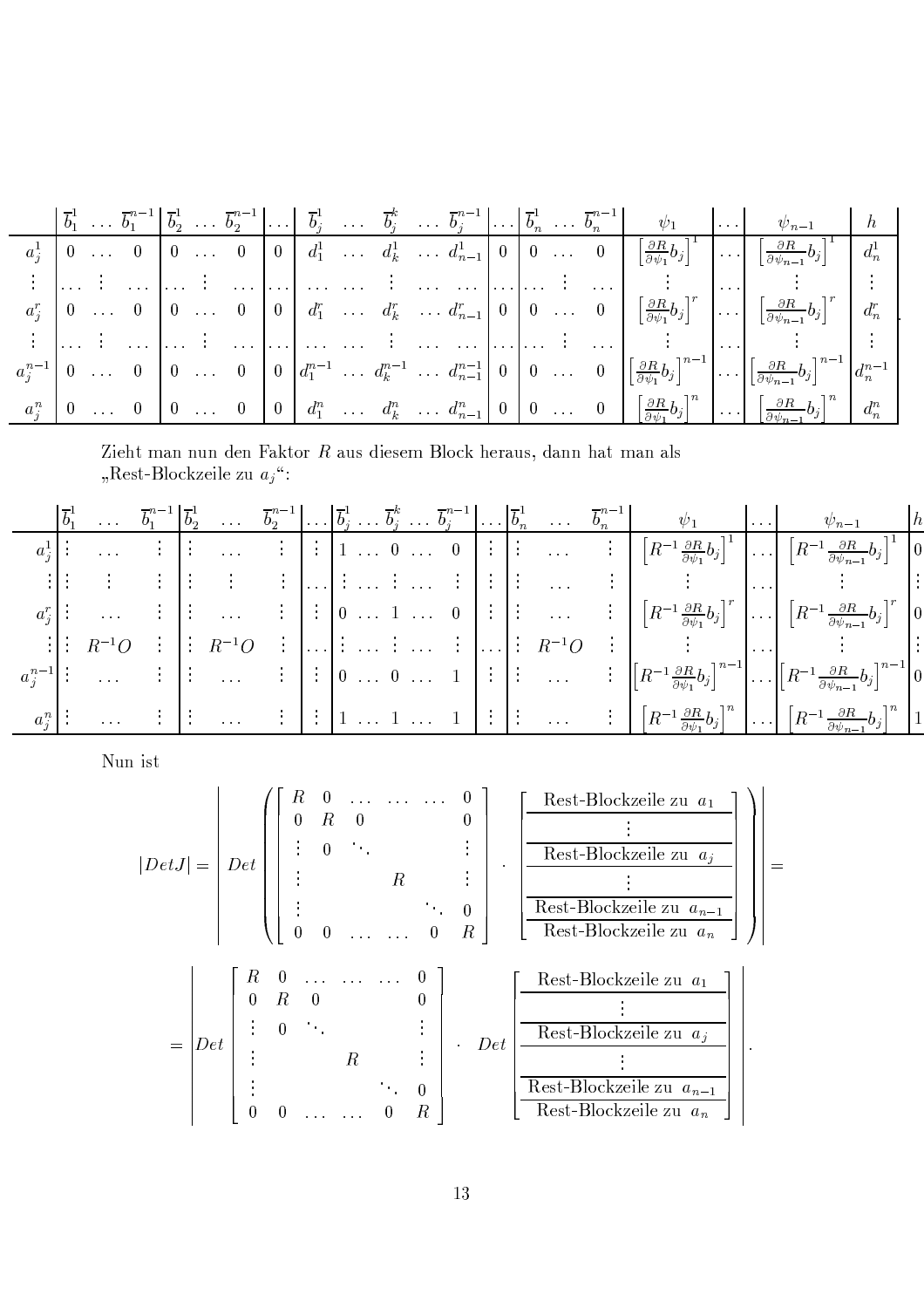| | $\overline{b}_1^1$ $\dots$ $\overline{b}_1^{n-1}$ | $\overline{b}_2^1$ $\dots$ $\overline{b}_2^{n-1}$ | $\dots$ | $\overline{b}_j^1$ | $\dots$ | $\overline{b}_j^k$ | $\dots$ | $\overline{b}_j^{n-1}$ | $\dots$ | $\overline{b}_n^1$ $\dots$ $\overline{b}_n^{n-1}$ | $\psi_1$ | $\dots$ | $\psi_{n-1}$ | $h$ |
|---|---|---|---|---|---|---|---|---|---|---|---|---|---|---|
| $a_j^1$ | $0$ $\dots$ $0$ | $0$ $\dots$ $0$ | $0$ | $d_1^1$ | $\dots$ | $d_k^1$ | $\dots$ | $d_{n-1}^1$ | $0$ | $0$ $\dots$ $0$ | $\left[\frac{\partial R}{\partial \psi_1} b_j\right]^1$ | $\dots$ | $\left[\frac{\partial R}{\partial \psi_{n-1}} b_j\right]^1$ | $d_n^1$ |
| $\vdots$ | $\dots$ $\vdots$ $\dots$ | $\dots$ $\vdots$ $\dots$ | $\dots$ | $\dots$ | $\dots$ | $\vdots$ | $\dots$ | $\dots$ | $\dots$ | $\dots$ $\vdots$ $\dots$ | $\vdots$ | $\dots$ | $\vdots$ | $\vdots$ |
| $a_j^r$ | $0$ $\dots$ $0$ | $0$ $\dots$ $0$ | $0$ | $d_1^r$ | $\dots$ | $d_k^r$ | $\dots$ | $d_{n-1}^r$ | $0$ | $0$ $\dots$ $0$ | $\left[\frac{\partial R}{\partial \psi_1} b_j\right]^r$ | $\dots$ | $\left[\frac{\partial R}{\partial \psi_{n-1}} b_j\right]^r$ | $d_n^r$ |
| $\vdots$ | $\dots$ $\vdots$ $\dots$ | $\dots$ $\vdots$ $\dots$ | $\dots$ | $\dots$ | $\dots$ | $\vdots$ | $\dots$ | $\dots$ | $\dots$ | $\dots$ $\vdots$ $\dots$ | $\vdots$ | $\dots$ | $\vdots$ | $\vdots$ |
| $a_j^{n-1}$ | $0$ $\dots$ $0$ | $0$ $\dots$ $0$ | $0$ | $d_1^{n-1}$ | $\dots$ | $d_k^{n-1}$ | $\dots$ | $d_{n-1}^{n-1}$ | $0$ | $0$ $\dots$ $0$ | $\left[\frac{\partial R}{\partial \psi_1} b_j\right]^{n-1}$ | $\dots$ | $\left[\frac{\partial R}{\partial \psi_{n-1}} b_j\right]^{n-1}$ | $d_n^{n-1}$ |
| $a_j^n$ | $0$ $\dots$ $0$ | $0$ $\dots$ $0$ | $0$ | $d_1^n$ | $\dots$ | $d_k^n$ | $\dots$ | $d_{n-1}^n$ | $0$ | $0$ $\dots$ $0$ | $\left[\frac{\partial R}{\partial \psi_1} b_j\right]^n$ | $\dots$ | $\left[\frac{\partial R}{\partial \psi_{n-1}} b_j\right]^n$ | $d_n^n$ |

Zieht man nun den Faktor $R$ aus diesem Block heraus, dann hat man als „Rest-Blockzeile zu $a_j$“:

| | $\overline{b}_1^1$ $\dots$ $\overline{b}_1^{n-1}$ | $\overline{b}_2^1$ $\dots$ $\overline{b}_2^{n-1}$ | $\dots$ | $\overline{b}_j^1 \dots \overline{b}_j^k \dots \overline{b}_j^{n-1}$ | $\dots$ | $\overline{b}_n^1$ $\dots$ $\overline{b}_n^{n-1}$ | $\psi_1$ | $\dots$ | $\psi_{n-1}$ | $h$ |
|---|---|---|---|---|---|---|---|---|---|---|
| $a_j^1$ | $\vdots$ $\dots$ $\vdots$ | $\vdots$ $\dots$ $\vdots$ | $\vdots$ | $1 \dots 0 \dots 0$ | $\vdots$ | $\vdots$ $\dots$ $\vdots$ | $\left[R^{-1}\frac{\partial R}{\partial \psi_1} b_j\right]^1$ | $\dots$ | $\left[R^{-1}\frac{\partial R}{\partial \psi_{n-1}} b_j\right]^1$ | $0$ |
| $\vdots$ | $\vdots$ $\vdots$ $\vdots$ | $\vdots$ $\vdots$ $\vdots$ | $\dots$ | $\vdots \dots \vdots \dots \vdots$ | $\vdots$ | $\vdots$ $\dots$ $\vdots$ | $\vdots$ | $\dots$ | $\vdots$ | $\vdots$ |
| $a_j^r$ | $\vdots$ $\dots$ $\vdots$ | $\vdots$ $\dots$ $\vdots$ | $\vdots$ | $0 \dots 1 \dots 0$ | $\vdots$ | $\vdots$ $\dots$ $\vdots$ | $\left[R^{-1}\frac{\partial R}{\partial \psi_1} b_j\right]^r$ | $\dots$ | $\left[R^{-1}\frac{\partial R}{\partial \psi_{n-1}} b_j\right]^r$ | $0$ |
| $\vdots$ | $\vdots$ $R^{-1}O$ $\vdots$ | $\vdots$ $R^{-1}O$ $\vdots$ | $\dots$ | $\vdots \dots \vdots \dots \vdots$ | $\dots$ | $\vdots$ $R^{-1}O$ $\vdots$ | $\vdots$ | $\dots$ | $\vdots$ | $\vdots$ |
| $a_j^{n-1}$ | $\vdots$ $\dots$ $\vdots$ | $\vdots$ $\dots$ $\vdots$ | $\vdots$ | $0 \dots 0 \dots 1$ | $\vdots$ | $\vdots$ $\dots$ $\vdots$ | $\left[R^{-1}\frac{\partial R}{\partial \psi_1} b_j\right]^{n-1}$ | $\dots$ | $\left[R^{-1}\frac{\partial R}{\partial \psi_{n-1}} b_j\right]^{n-1}$ | $0$ |
| $a_j^n$ | $\vdots$ $\dots$ $\vdots$ | $\vdots$ $\dots$ $\vdots$ | $\vdots$ | $1 \dots 1 \dots 1$ | $\vdots$ | $\vdots$ $\dots$ $\vdots$ | $\left[R^{-1}\frac{\partial R}{\partial \psi_1} b_j\right]^n$ | $\dots$ | $\left[R^{-1}\frac{\partial R}{\partial \psi_{n-1}} b_j\right]^n$ | $1$ |

Nun ist

$$
|Det J| = \left| Det \left( \begin{bmatrix} R & 0 & \dots & \dots & \dots & 0 \\ 0 & R & 0 & & & 0 \\ \vdots & 0 & \ddots & & & \vdots \\ \vdots & & & R & & \vdots \\ \vdots & & & & \ddots & 0 \\ 0 & 0 & \dots & \dots & 0 & R \end{bmatrix} \cdot \begin{bmatrix} \text{Rest-Blockzeile zu } a_1 \\ \hline \vdots \\ \hline \text{Rest-Blockzeile zu } a_j \\ \hline \vdots \\ \hline \text{Rest-Blockzeile zu } a_{n-1} \\ \hline \text{Rest-Blockzeile zu } a_n \end{bmatrix} \right) \right| =
$$

$$
= \left| Det \begin{bmatrix} R & 0 & \dots & \dots & \dots & 0 \\ 0 & R & 0 & & & 0 \\ \vdots & 0 & \ddots & & & \vdots \\ \vdots & & & R & & \vdots \\ \vdots & & & & \ddots & 0 \\ 0 & 0 & \dots & \dots & 0 & R \end{bmatrix} \cdot Det \begin{bmatrix} \text{Rest-Blockzeile zu } a_1 \\ \hline \vdots \\ \hline \text{Rest-Blockzeile zu } a_j \\ \hline \vdots \\ \hline \text{Rest-Blockzeile zu } a_{n-1} \\ \hline \text{Rest-Blockzeile zu } a_n \end{bmatrix} \right| .
$$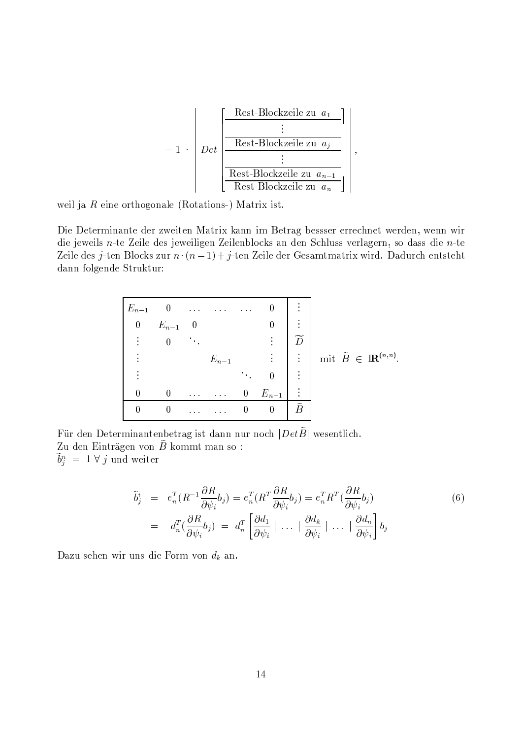$$
= 1 \cdot \left| Det \begin{bmatrix} \text{Rest-Blockzeile zu } a_1 \\ \hline \vdots \\ \hline \text{Rest-Blockzeile zu } a_j \\ \hline \vdots \\ \hline \text{Rest-Blockzeile zu } a_{n-1} \\ \hline \text{Rest-Blockzeile zu } a_n \end{bmatrix} \right| ,
$$

weil ja $R$ eine orthogonale (Rotations-) Matrix ist.

Die Determinante der zweiten Matrix kann im Betrag bessser errechnet werden, wenn wir die jeweils $n$-te Zeile des jeweiligen Zeilenblocks an den Schluss verlagern, so dass die $n$-te Zeile des $j$-ten Blocks zur $n \cdot (n-1) + j$-ten Zeile der Gesamtmatrix wird. Dadurch entsteht dann folgende Struktur:

$$
\left[\begin{array}{cccccc|c}
E_{n-1} & 0 & \dots & \dots & \dots & 0 & \vdots \\
0 & E_{n-1} & 0 & & & 0 & \vdots \\
\vdots & 0 & \ddots & & & \vdots & \widetilde{D} \\
\vdots & & & E_{n-1} & & \vdots & \vdots \\
\vdots & & & & \ddots & 0 & \vdots \\
0 & 0 & \dots & \dots & 0 & E_{n-1} & \vdots \\
\hline
0 & 0 & \dots & \dots & 0 & 0 & \widetilde{B}
\end{array}\right] \quad \text{mit } \widetilde{B} \in \mathbb{R}^{(n,n)}.
$$

Für den Determinantenbetrag ist dann nur noch $|Det\widetilde{B}|$ wesentlich.
Zu den Einträgen von $\widetilde{B}$ kommt man so :
$\widetilde{b}_j^n = 1 \; \forall \; j$ und weiter

$$
\begin{aligned}
\widetilde{b}_j^i &= e_n^T(R^{-1}\frac{\partial R}{\partial \psi_i} b_j) = e_n^T(R^T \frac{\partial R}{\partial \psi_i} b_j) = e_n^T R^T (\frac{\partial R}{\partial \psi_i} b_j) \\
&= d_n^T(\frac{\partial R}{\partial \psi_i} b_j) \;=\; d_n^T \left[ \frac{\partial d_1}{\partial \psi_i} \mid \dots \mid \frac{\partial d_k}{\partial \psi_i} \mid \dots \mid \frac{\partial d_n}{\partial \psi_i} \right] b_j
\end{aligned} \tag{6}
$$

Dazu sehen wir uns die Form von $d_k$ an.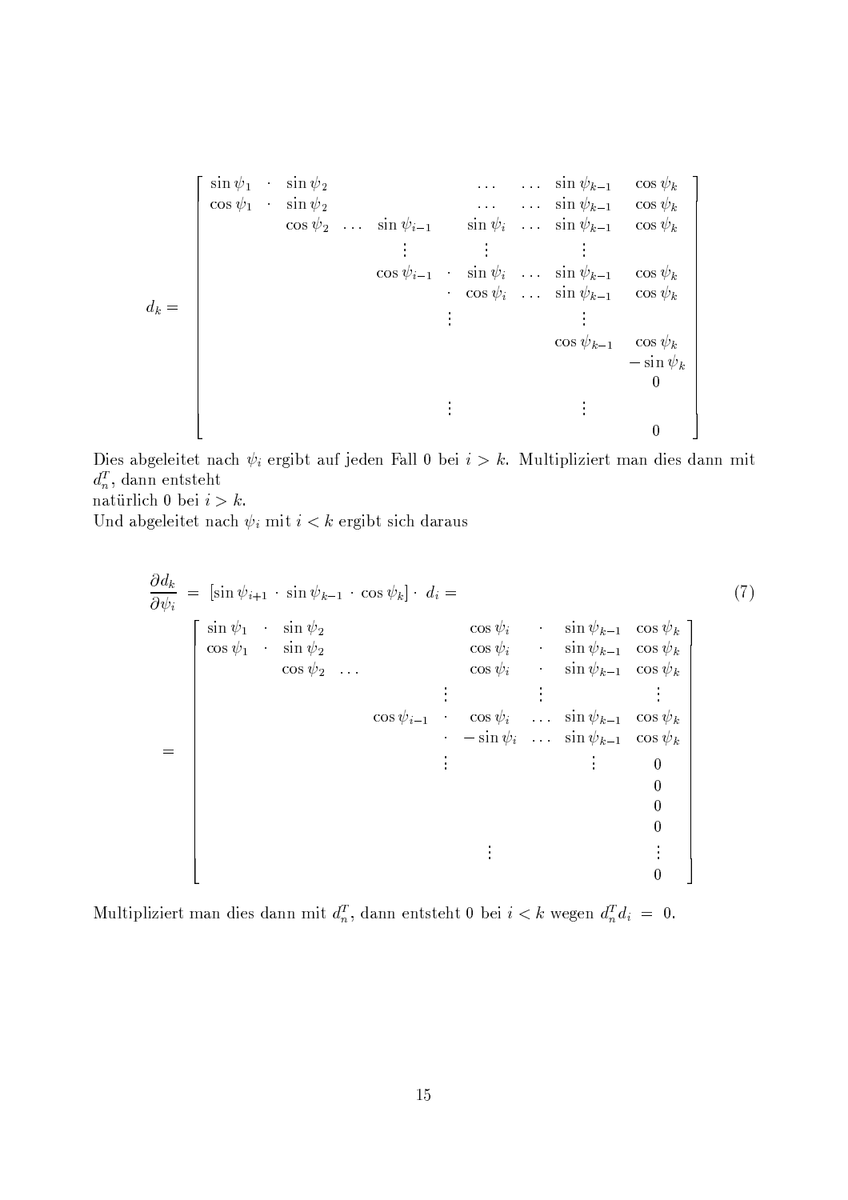$$
d_k = \begin{bmatrix}
\sin\psi_1 & \cdot & \sin\psi_2 & & & & \dots & \dots & \sin\psi_{k-1} & \cos\psi_k \\
\cos\psi_1 & \cdot & \sin\psi_2 & & & & \dots & \dots & \sin\psi_{k-1} & \cos\psi_k \\
 & & \cos\psi_2 & \dots & \sin\psi_{i-1} & & \sin\psi_i & \dots & \sin\psi_{k-1} & \cos\psi_k \\
 & & & & \vdots & & \vdots & & \vdots & \\
 & & & & \cos\psi_{i-1} & \cdot & \sin\psi_i & \dots & \sin\psi_{k-1} & \cos\psi_k \\
 & & & & & \cdot & \cos\psi_i & \dots & \sin\psi_{k-1} & \cos\psi_k \\
 & & & & & \vdots & & & \vdots & \\
 & & & & & & & & \cos\psi_{k-1} & \cos\psi_k \\
 & & & & & & & & & -\sin\psi_k \\
 & & & & & & & & & 0 \\
 & & & & & \vdots & & & \vdots & \\
 & & & & & & & & & 0
\end{bmatrix}
$$

Dies abgeleitet nach $\psi_i$ ergibt auf jeden Fall 0 bei $i > k$. Multipliziert man dies dann mit $d_n^T$, dann entsteht
natürlich 0 bei $i > k$.
Und abgeleitet nach $\psi_i$ mit $i < k$ ergibt sich daraus

$$
\frac{\partial d_k}{\partial \psi_i} = [\sin\psi_{i+1} \cdot \sin\psi_{k-1} \cdot \cos\psi_k] \cdot d_i = \tag{7}
$$

$$
= \begin{bmatrix}
\sin\psi_1 & \cdot & \sin\psi_2 & & & & \cos\psi_i & \cdot & \sin\psi_{k-1} & \cos\psi_k \\
\cos\psi_1 & \cdot & \sin\psi_2 & & & & \cos\psi_i & \cdot & \sin\psi_{k-1} & \cos\psi_k \\
 & & \cos\psi_2 & \dots & & & \cos\psi_i & \cdot & \sin\psi_{k-1} & \cos\psi_k \\
 & & & & & \vdots & & \vdots & & \vdots \\
 & & & & \cos\psi_{i-1} & \cdot & \cos\psi_i & \dots & \sin\psi_{k-1} & \cos\psi_k \\
 & & & & & \cdot & -\sin\psi_i & \dots & \sin\psi_{k-1} & \cos\psi_k \\
 & & & & & \vdots & & & \vdots & 0 \\
 & & & & & & & & & 0 \\
 & & & & & & & & & 0 \\
 & & & & & & & & & 0 \\
 & & & & & & \vdots & & & \vdots \\
 & & & & & & & & & 0
\end{bmatrix}
$$

Multipliziert man dies dann mit $d_n^T$, dann entsteht 0 bei $i < k$ wegen $d_n^T d_i = 0$.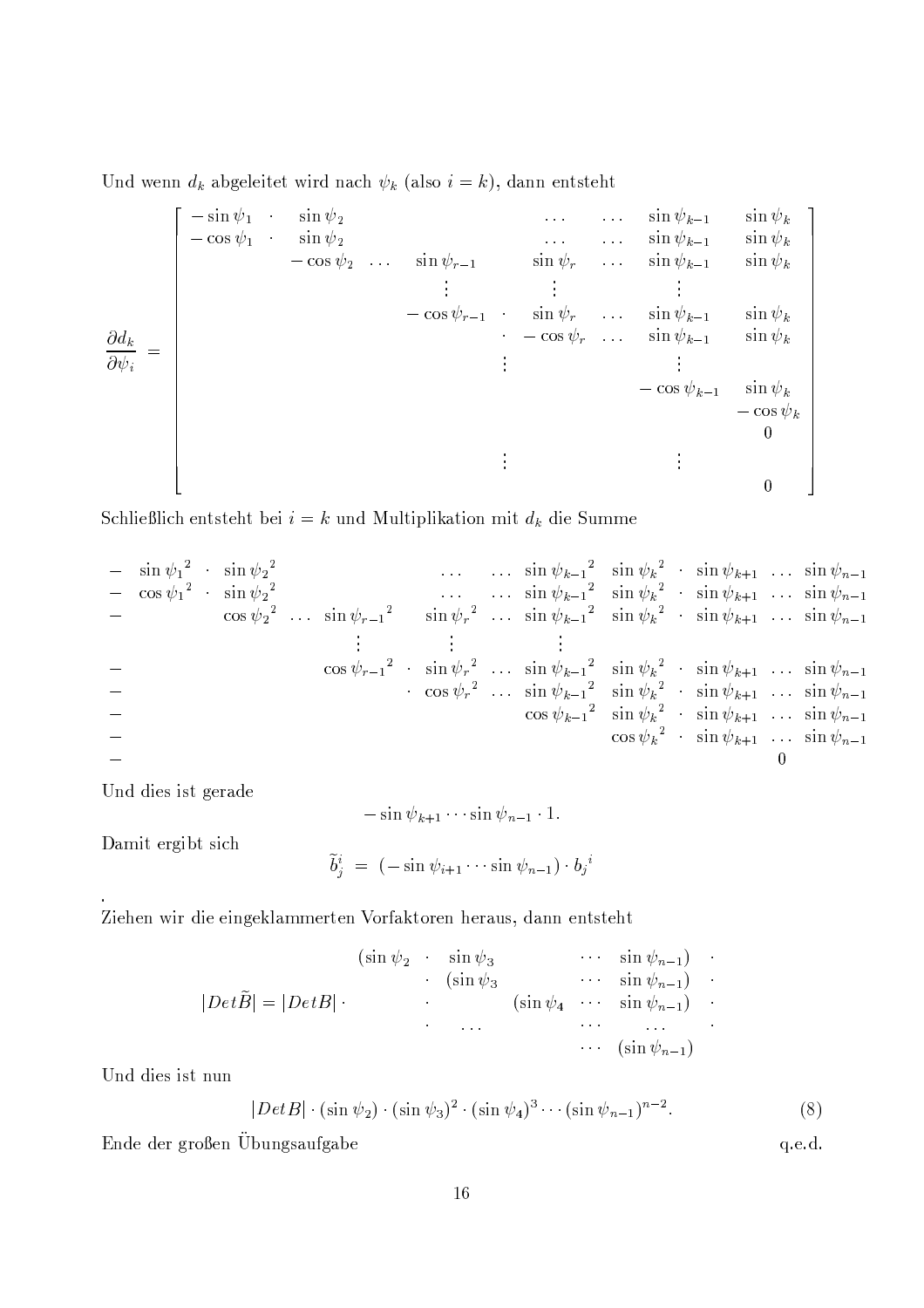Und wenn $d_k$ abgeleitet wird nach $\psi_k$ (also $i = k$), dann entsteht

$$
\frac{\partial d_k}{\partial \psi_i} = \left[\begin{array}{cccccccc}
-\sin\psi_1 \cdot & \sin\psi_2 & & & \dots & \dots & \sin\psi_{k-1} & \sin\psi_k \\
-\cos\psi_1 \cdot & \sin\psi_2 & & & \dots & \dots & \sin\psi_{k-1} & \sin\psi_k \\
 & -\cos\psi_2 & \dots & \sin\psi_{r-1} & \sin\psi_r & \dots & \sin\psi_{k-1} & \sin\psi_k \\
 & & & \vdots & \vdots & & \vdots & \\
 & & & -\cos\psi_{r-1} \cdot & \sin\psi_r & \dots & \sin\psi_{k-1} & \sin\psi_k \\
 & & & \cdot & -\cos\psi_r & \dots & \sin\psi_{k-1} & \sin\psi_k \\
 & & & \vdots & & & \vdots & \\
 & & & & & & -\cos\psi_{k-1} & \sin\psi_k \\
 & & & & & & & -\cos\psi_k \\
 & & & & & & & 0 \\
 & & & \vdots & & & \vdots & \\
 & & & & & & & 0
\end{array}\right]
$$

Schließlich entsteht bei $i = k$ und Multiplikation mit $d_k$ die Summe

$$
\begin{array}{lllllllll}
- & \sin{\psi_1}^2 \cdot \sin{\psi_2}^2 & & \dots & \dots \sin{\psi_{k-1}}^2 & \sin{\psi_k}^2 & \cdot \sin\psi_{k+1} & \dots & \sin\psi_{n-1} \\
- & \cos{\psi_1}^2 \cdot \sin{\psi_2}^2 & & \dots & \dots \sin{\psi_{k-1}}^2 & \sin{\psi_k}^2 & \cdot \sin\psi_{k+1} & \dots & \sin\psi_{n-1} \\
- & \cos{\psi_2}^2 \dots \sin{\psi_{r-1}}^2 & & \sin{\psi_r}^2 & \dots \sin{\psi_{k-1}}^2 & \sin{\psi_k}^2 & \cdot \sin\psi_{k+1} & \dots & \sin\psi_{n-1} \\
 & \vdots & & \vdots & \vdots & & & & \\
- & \cos{\psi_{r-1}}^2 \cdot & & \sin{\psi_r}^2 & \dots \sin{\psi_{k-1}}^2 & \sin{\psi_k}^2 & \cdot \sin\psi_{k+1} & \dots & \sin\psi_{n-1} \\
- & & \cdot & \cos{\psi_r}^2 & \dots \sin{\psi_{k-1}}^2 & \sin{\psi_k}^2 & \cdot \sin\psi_{k+1} & \dots & \sin\psi_{n-1} \\
- & & & & \cos{\psi_{k-1}}^2 & \sin{\psi_k}^2 & \cdot \sin\psi_{k+1} & \dots & \sin\psi_{n-1} \\
- & & & & & \cos{\psi_k}^2 & \cdot \sin\psi_{k+1} & \dots & \sin\psi_{n-1} \\
- & & & & & & & 0 &
\end{array}
$$

Und dies ist gerade

$$
-\sin\psi_{k+1} \cdots \sin\psi_{n-1} \cdot 1.
$$

Damit ergibt sich

$$
\tilde{b}_j^i = (-\sin\psi_{i+1} \cdots \sin\psi_{n-1}) \cdot b_j^{\,i}
$$

.

Ziehen wir die eingeklammerten Vorfaktoren heraus, dann entsteht

$$
|Det\tilde{B}| = |DetB| \cdot
\begin{array}{lllll}
(\sin\psi_2 \cdot & \sin\psi_3 & & \cdots & \sin\psi_{n-1}) \cdot \\
\cdot & (\sin\psi_3 & & \cdots & \sin\psi_{n-1}) \cdot \\
\cdot & & (\sin\psi_4 & \cdots & \sin\psi_{n-1}) \cdot \\
\cdot & \dots & & \cdots & \dots \cdot \\
 & & & \cdots & (\sin\psi_{n-1})
\end{array}
$$

Und dies ist nun

$$
|DetB| \cdot (\sin\psi_2) \cdot (\sin\psi_3)^2 \cdot (\sin\psi_4)^3 \cdots (\sin\psi_{n-1})^{n-2}. \tag{8}
$$

Ende der großen Übungsaufgabe q.e.d.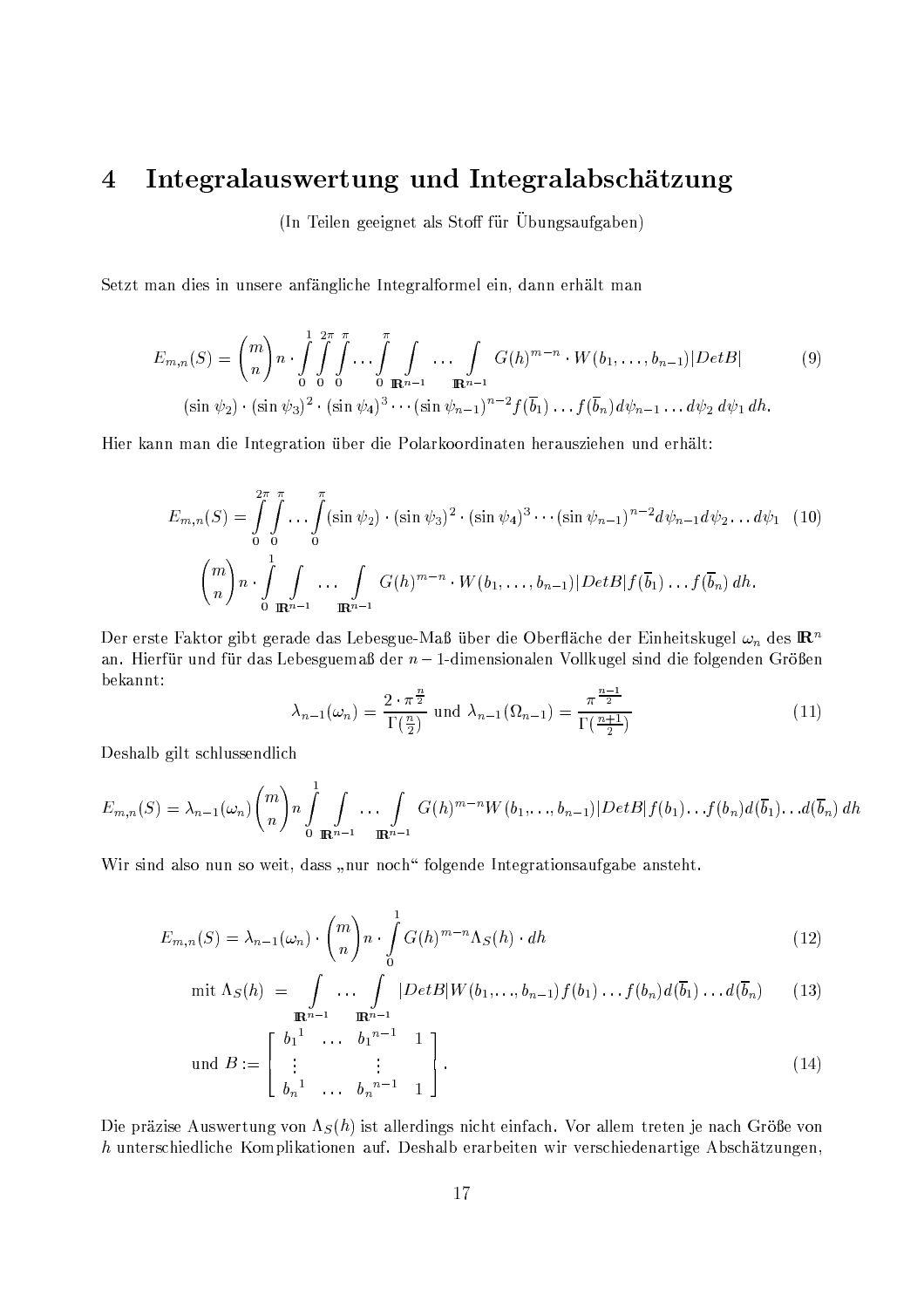# 4 Integralauswertung und Integralabschätzung

(In Teilen geeignet als Stoff für Übungsaufgaben)

Setzt man dies in unsere anfängliche Integralformel ein, dann erhält man

$$E_{m,n}(S) = \binom{m}{n} n \cdot \int_0^1 \int_0^{2\pi} \int_0^{\pi} \cdots \int_0^{\pi} \int_{\mathbb{R}^{n-1}} \cdots \int_{\mathbb{R}^{n-1}} G(h)^{m-n} \cdot W(b_1, \ldots, b_{n-1}) |DetB| \tag{9}$$
$$(\sin\psi_2) \cdot (\sin\psi_3)^2 \cdot (\sin\psi_4)^3 \cdots (\sin\psi_{n-1})^{n-2} f(\overline{b}_1) \ldots f(\overline{b}_n) d\psi_{n-1} \ldots d\psi_2 \, d\psi_1 \, dh.$$

Hier kann man die Integration über die Polarkoordinaten herausziehen und erhält:

$$E_{m,n}(S) = \int_0^{2\pi} \int_0^{\pi} \cdots \int_0^{\pi} (\sin\psi_2) \cdot (\sin\psi_3)^2 \cdot (\sin\psi_4)^3 \cdots (\sin\psi_{n-1})^{n-2} d\psi_{n-1} d\psi_2 \ldots d\psi_1 \tag{10}$$
$$\binom{m}{n} n \cdot \int_0^1 \int_{\mathbb{R}^{n-1}} \cdots \int_{\mathbb{R}^{n-1}} G(h)^{m-n} \cdot W(b_1, \ldots, b_{n-1}) |DetB| f(\overline{b}_1) \ldots f(\overline{b}_n) \, dh.$$

Der erste Faktor gibt gerade das Lebesgue-Maß über die Oberfläche der Einheitskugel $\omega_n$ des $\mathbb{R}^n$ an. Hierfür und für das Lebesguemaß der $n-1$-dimensionalen Vollkugel sind die folgenden Größen bekannt:

$$\lambda_{n-1}(\omega_n) = \frac{2 \cdot \pi^{\frac{n}{2}}}{\Gamma(\frac{n}{2})} \text{ und } \lambda_{n-1}(\Omega_{n-1}) = \frac{\pi^{\frac{n-1}{2}}}{\Gamma(\frac{n+1}{2})} \tag{11}$$

Deshalb gilt schlussendlich

$$E_{m,n}(S) = \lambda_{n-1}(\omega_n) \binom{m}{n} n \int_0^1 \int_{\mathbb{R}^{n-1}} \cdots \int_{\mathbb{R}^{n-1}} G(h)^{m-n} W(b_1, \ldots, b_{n-1}) |DetB| f(b_1) \ldots f(b_n) d(\overline{b}_1) \ldots d(\overline{b}_n) \, dh$$

Wir sind also nun so weit, dass „nur noch" folgende Integrationsaufgabe ansteht.

$$E_{m,n}(S) = \lambda_{n-1}(\omega_n) \cdot \binom{m}{n} n \cdot \int_0^1 G(h)^{m-n} \Lambda_S(h) \cdot dh \tag{12}$$

$$\text{mit } \Lambda_S(h) \; = \; \int_{\mathbb{R}^{n-1}} \cdots \int_{\mathbb{R}^{n-1}} |DetB| W(b_1, \ldots, b_{n-1}) f(b_1) \ldots f(b_n) d(\overline{b}_1) \ldots d(\overline{b}_n) \tag{13}$$

$$\text{und } B := \begin{bmatrix} b_1{}^1 & \ldots & b_1{}^{n-1} & 1 \\ \vdots & & \vdots & \\ b_n{}^1 & \ldots & b_n{}^{n-1} & 1 \end{bmatrix}. \tag{14}$$

Die präzise Auswertung von $\Lambda_S(h)$ ist allerdings nicht einfach. Vor allem treten je nach Größe von $h$ unterschiedliche Komplikationen auf. Deshalb erarbeiten wir verschiedenartige Abschätzungen,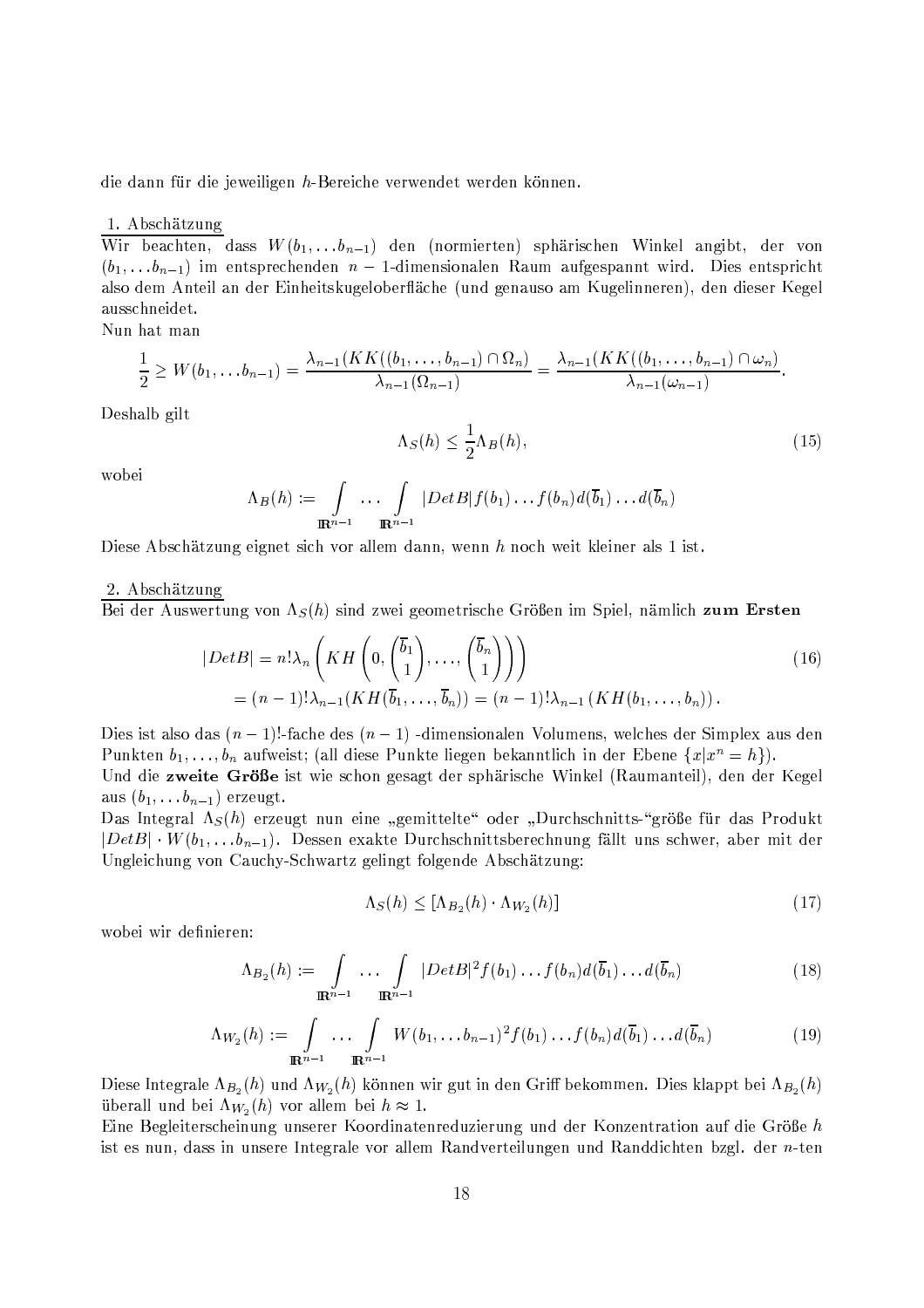die dann für die jeweiligen $h$-Bereiche verwendet werden können.

1. Abschätzung

Wir beachten, dass $W(b_1, \dots b_{n-1})$ den (normierten) sphärischen Winkel angibt, der von $(b_1, \dots b_{n-1})$ im entsprechenden $n-1$-dimensionalen Raum aufgespannt wird. Dies entspricht also dem Anteil an der Einheitskugeloberfläche (und genauso am Kugelinneren), den dieser Kegel ausschneidet.

Nun hat man

$$\frac{1}{2} \geq W(b_1, \dots b_{n-1}) = \frac{\lambda_{n-1}(KK((b_1, \dots, b_{n-1}) \cap \Omega_n)}{\lambda_{n-1}(\Omega_{n-1})} = \frac{\lambda_{n-1}(KK((b_1, \dots, b_{n-1}) \cap \omega_n)}{\lambda_{n-1}(\omega_{n-1})}.$$

Deshalb gilt

$$\Lambda_S(h) \leq \frac{1}{2}\Lambda_B(h), \tag{15}$$

wobei

$$\Lambda_B(h) := \int\limits_{\mathbb{R}^{n-1}} \dots \int\limits_{\mathbb{R}^{n-1}} |DetB| f(b_1) \dots f(b_n) d(\overline{b}_1) \dots d(\overline{b}_n)$$

Diese Abschätzung eignet sich vor allem dann, wenn $h$ noch weit kleiner als 1 ist.

2. Abschätzung

Bei der Auswertung von $\Lambda_S(h)$ sind zwei geometrische Größen im Spiel, nämlich **zum Ersten**

$$\begin{aligned} |DetB| &= n!\lambda_n \left( KH \left( 0, \begin{pmatrix} \overline{b}_1 \\ 1 \end{pmatrix}, \dots, \begin{pmatrix} \overline{b}_n \\ 1 \end{pmatrix} \right) \right) \\ &= (n-1)!\lambda_{n-1}(KH(\overline{b}_1, \dots, \overline{b}_n)) = (n-1)!\lambda_{n-1}\left(KH(b_1, \dots, b_n)\right). \end{aligned} \tag{16}$$

Dies ist also das $(n-1)!$-fache des $(n-1)$ -dimensionalen Volumens, welches der Simplex aus den Punkten $b_1, \dots, b_n$ aufweist; (all diese Punkte liegen bekanntlich in der Ebene $\{x | x^n = h\}$).

Und die **zweite Größe** ist wie schon gesagt der sphärische Winkel (Raumanteil), den der Kegel aus $(b_1, \dots b_{n-1})$ erzeugt.

Das Integral $\Lambda_S(h)$ erzeugt nun eine „gemittelte“ oder „Durchschnitts-“größe für das Produkt $|DetB| \cdot W(b_1, \dots b_{n-1})$. Dessen exakte Durchschnittsberechnung fällt uns schwer, aber mit der Ungleichung von Cauchy-Schwartz gelingt folgende Abschätzung:

$$\Lambda_S(h) \leq [\Lambda_{B_2}(h) \cdot \Lambda_{W_2}(h)] \tag{17}$$

wobei wir definieren:

$$\Lambda_{B_2}(h) := \int\limits_{\mathbb{R}^{n-1}} \dots \int\limits_{\mathbb{R}^{n-1}} |DetB|^2 f(b_1) \dots f(b_n) d(\overline{b}_1) \dots d(\overline{b}_n) \tag{18}$$

$$\Lambda_{W_2}(h) := \int\limits_{\mathbb{R}^{n-1}} \dots \int\limits_{\mathbb{R}^{n-1}} W(b_1, \dots b_{n-1})^2 f(b_1) \dots f(b_n) d(\overline{b}_1) \dots d(\overline{b}_n) \tag{19}$$

Diese Integrale $\Lambda_{B_2}(h)$ und $\Lambda_{W_2}(h)$ können wir gut in den Griff bekommen. Dies klappt bei $\Lambda_{B_2}(h)$ überall und bei $\Lambda_{W_2}(h)$ vor allem bei $h \approx 1$.

Eine Begleiterscheinung unserer Koordinatenreduzierung und der Konzentration auf die Größe $h$ ist es nun, dass in unsere Integrale vor allem Randverteilungen und Randdichten bzgl. der $n$-ten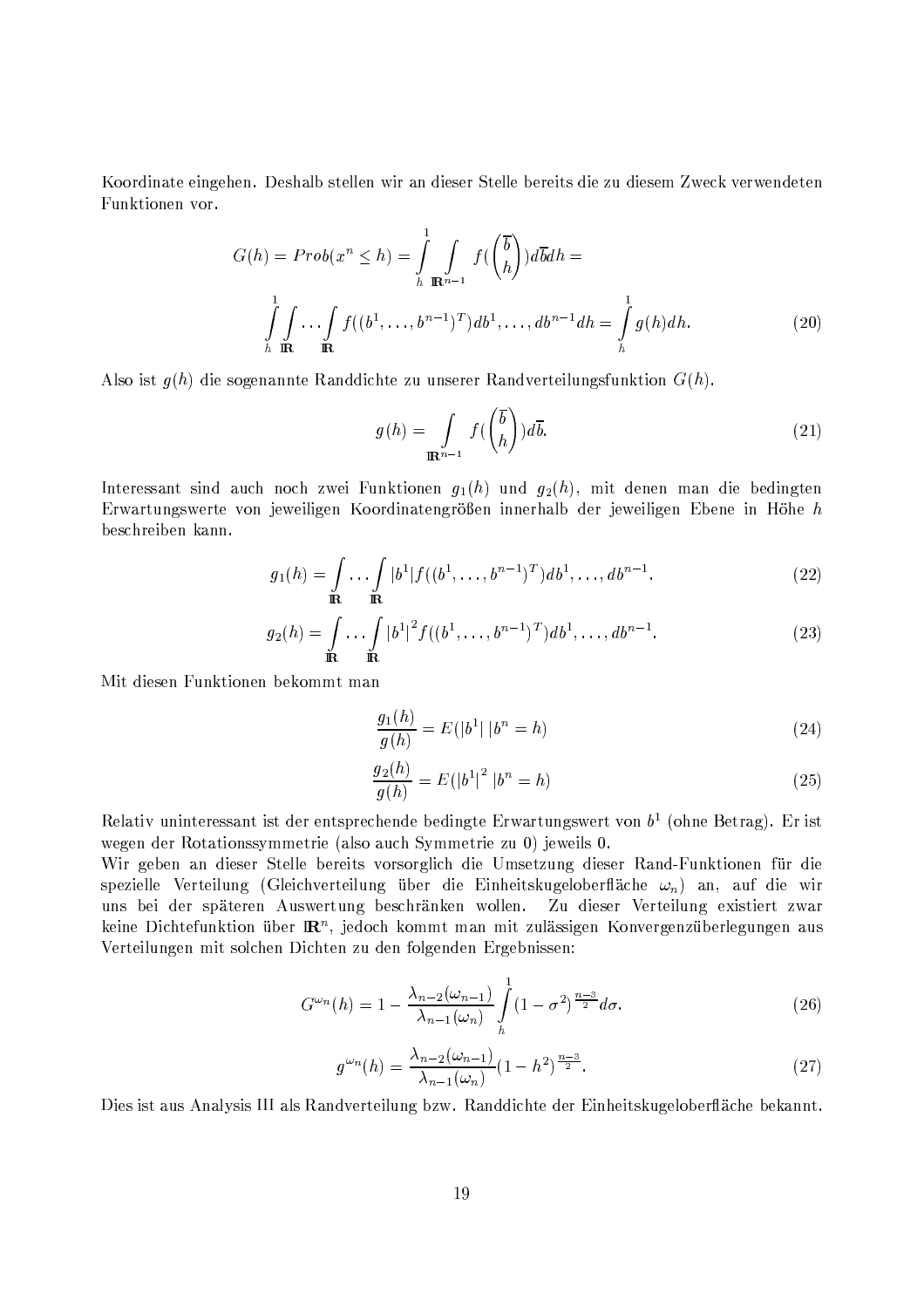Koordinate eingehen. Deshalb stellen wir an dieser Stelle bereits die zu diesem Zweck verwendeten Funktionen vor.

$$G(h) = Prob(x^n \leq h) = \int_h^1 \int_{\mathbb{R}^{n-1}} f\left(\begin{pmatrix} \overline{b} \\ h \end{pmatrix}\right) d\overline{b} dh =$$

$$\int_h^1 \int_{\mathbb{R}} \dots \int_{\mathbb{R}} f((b^1, \dots, b^{n-1})^T) db^1, \dots, db^{n-1} dh = \int_h^1 g(h) dh. \tag{20}$$

Also ist $g(h)$ die sogenannte Randdichte zu unserer Randverteilungsfunktion $G(h)$.

$$g(h) = \int_{\mathbb{R}^{n-1}} f\left(\begin{pmatrix} \overline{b} \\ h \end{pmatrix}\right) d\overline{b}. \tag{21}$$

Interessant sind auch noch zwei Funktionen $g_1(h)$ und $g_2(h)$, mit denen man die bedingten Erwartungswerte von jeweiligen Koordinatengrößen innerhalb der jeweiligen Ebene in Höhe $h$ beschreiben kann.

$$g_1(h) = \int_{\mathbb{R}} \dots \int_{\mathbb{R}} |b^1| f((b^1, \dots, b^{n-1})^T) db^1, \dots, db^{n-1}. \tag{22}$$

$$g_2(h) = \int_{\mathbb{R}} \dots \int_{\mathbb{R}} |b^1|^2 f((b^1, \dots, b^{n-1})^T) db^1, \dots, db^{n-1}. \tag{23}$$

Mit diesen Funktionen bekommt man

$$\frac{g_1(h)}{g(h)} = E(|b^1| \, |b^n = h) \tag{24}$$

$$\frac{g_2(h)}{g(h)} = E(|b^1|^2 \, |b^n = h) \tag{25}$$

Relativ uninteressant ist der entsprechende bedingte Erwartungswert von $b^1$ (ohne Betrag). Er ist wegen der Rotationssymmetrie (also auch Symmetrie zu 0) jeweils 0.

Wir geben an dieser Stelle bereits vorsorglich die Umsetzung dieser Rand-Funktionen für die spezielle Verteilung (Gleichverteilung über die Einheitskugeloberfläche $\omega_n$) an, auf die wir uns bei der späteren Auswertung beschränken wollen. Zu dieser Verteilung existiert zwar keine Dichtefunktion über $\mathbb{R}^n$, jedoch kommt man mit zulässigen Konvergenzüberlegungen aus Verteilungen mit solchen Dichten zu den folgenden Ergebnissen:

$$G^{\omega_n}(h) = 1 - \frac{\lambda_{n-2}(\omega_{n-1})}{\lambda_{n-1}(\omega_n)} \int_h^1 (1 - \sigma^2)^{\frac{n-3}{2}} d\sigma. \tag{26}$$

$$g^{\omega_n}(h) = \frac{\lambda_{n-2}(\omega_{n-1})}{\lambda_{n-1}(\omega_n)} (1 - h^2)^{\frac{n-3}{2}}. \tag{27}$$

Dies ist aus Analysis III als Randverteilung bzw. Randdichte der Einheitskugeloberfläche bekannt.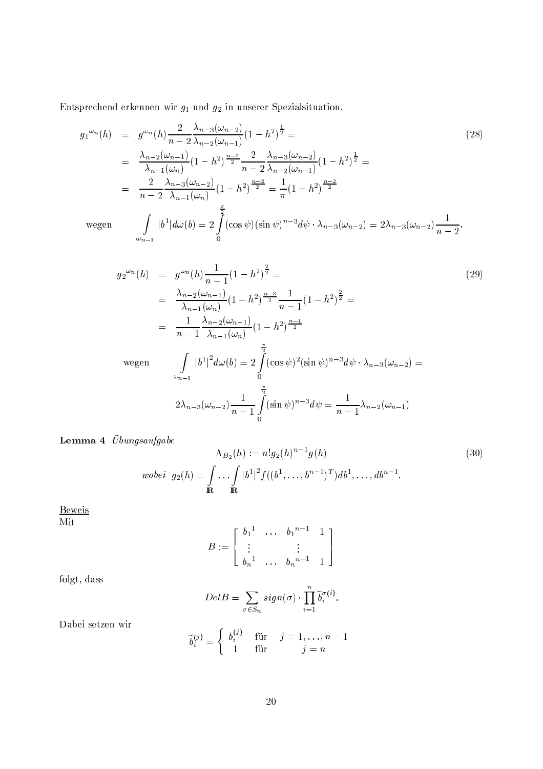Entsprechend erkennen wir $g_1$ und $g_2$ in unserer Spezialsituation.

$$
\begin{aligned}
{g_1}^{\omega_n}(h) &= g^{\omega_n}(h) \frac{2}{n-2} \frac{\lambda_{n-3}(\omega_{n-2})}{\lambda_{n-2}(\omega_{n-1})} (1-h^2)^{\frac{1}{2}} = \\
&= \frac{\lambda_{n-2}(\omega_{n-1})}{\lambda_{n-1}(\omega_n)} (1-h^2)^{\frac{n-3}{2}} \frac{2}{n-2} \frac{\lambda_{n-3}(\omega_{n-2})}{\lambda_{n-2}(\omega_{n-1})} (1-h^2)^{\frac{1}{2}} = \\
&= \frac{2}{n-2} \frac{\lambda_{n-3}(\omega_{n-2})}{\lambda_{n-1}(\omega_n)} (1-h^2)^{\frac{n-2}{2}} = \frac{1}{\pi} (1-h^2)^{\frac{n-2}{2}}
\end{aligned}
\tag{28}
$$

$$
\text{wegen} \qquad \int\limits_{\omega_{n-1}} |b^1| d\omega(b) = 2 \int\limits_0^{\frac{\pi}{2}} (\cos\psi)(\sin\psi)^{n-3} d\psi \cdot \lambda_{n-3}(\omega_{n-2}) = 2\lambda_{n-3}(\omega_{n-2}) \frac{1}{n-2}.
$$

$$
\begin{aligned}
{g_2}^{\omega_n}(h) &= g^{\omega_n}(h) \frac{1}{n-1} (1-h^2)^{\frac{2}{2}} = \\
&= \frac{\lambda_{n-2}(\omega_{n-1})}{\lambda_{n-1}(\omega_n)} (1-h^2)^{\frac{n-3}{2}} \frac{1}{n-1} (1-h^2)^{\frac{2}{2}} = \\
&= \frac{1}{n-1} \frac{\lambda_{n-2}(\omega_{n-1})}{\lambda_{n-1}(\omega_n)} (1-h^2)^{\frac{n-1}{2}}
\end{aligned}
\tag{29}
$$

$$
\begin{aligned}
\text{wegen} \qquad \int\limits_{\omega_{n-1}} |b^1|^2 d\omega(b) &= 2 \int\limits_0^{\frac{\pi}{2}} (\cos\psi)^2 (\sin\psi)^{n-3} d\psi \cdot \lambda_{n-3}(\omega_{n-2}) = \\
2\lambda_{n-3}(\omega_{n-2}) \frac{1}{n-1} \int\limits_0^{\frac{\pi}{2}} (\sin\psi)^{n-3} d\psi &= \frac{1}{n-1} \lambda_{n-2}(\omega_{n-1})
\end{aligned}
$$

**Lemma 4** *Übungsaufgabe*

$$
\Lambda_{B_2}(h) := n! g_2(h)^{n-1} g(h)
\tag{30}
$$

$$
\textit{wobei} \;\; g_2(h) = \int\limits_{\mathbb{R}} \dots \int\limits_{\mathbb{R}} |b^1|^2 f((b^1, \dots, b^{n-1})^T) db^1, \dots, db^{n-1}.
$$

<u>Beweis</u>
Mit

$$
B := \begin{bmatrix} {b_1}^1 & \dots & {b_1}^{n-1} & 1 \\ \vdots & & \vdots & \\ {b_n}^1 & \dots & {b_n}^{n-1} & 1 \end{bmatrix}
$$

folgt, dass

$$
Det B = \sum_{\sigma \in S_n} sign(\sigma) \cdot \prod_{i=1}^{n} \tilde{b}_i^{\sigma(i)}.
$$

Dabei setzen wir

$$
\tilde{b}_i^{(j)} = \begin{cases} b_i^{(j)} & \text{für} \quad j = 1, \dots, n-1 \\ 1 & \text{für} \quad j = n \end{cases}
$$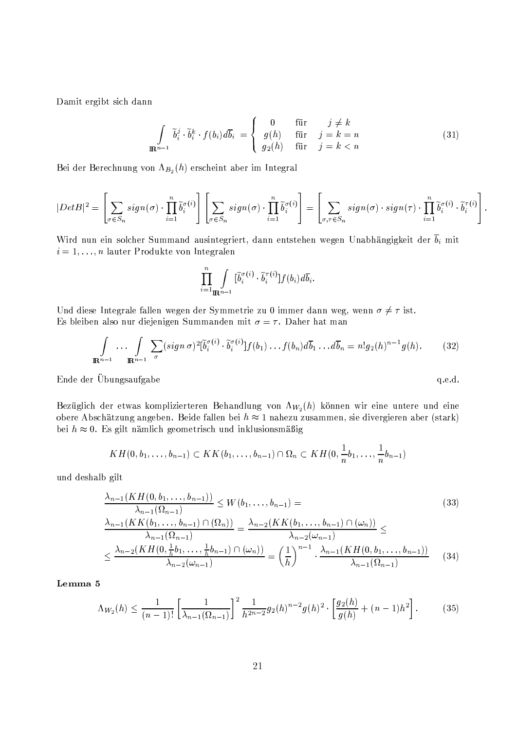Damit ergibt sich dann

$$\int\limits_{\mathbb{R}^{n-1}} \widetilde{b}_i^j \cdot \widetilde{b}_i^k \cdot f(b_i) d\overline{b}_i = \begin{cases} 0 & \text{für} \quad j \neq k \\ g(h) & \text{für} \quad j = k = n \\ g_2(h) & \text{für} \quad j = k < n \end{cases} \tag{31}$$

Bei der Berechnung von $\Lambda_{B_2}(h)$ erscheint aber im Integral

$$|Det B|^2 = \left[ \sum_{\sigma \in S_n} sign(\sigma) \cdot \prod_{i=1}^{n} \widetilde{b}_i^{\sigma(i)} \right] \left[ \sum_{\sigma \in S_n} sign(\sigma) \cdot \prod_{i=1}^{n} \widetilde{b}_i^{\sigma(i)} \right] = \left[ \sum_{\sigma, \tau \in S_n} sign(\sigma) \cdot sign(\tau) \cdot \prod_{i=1}^{n} \widetilde{b}_i^{\sigma(i)} \cdot \widetilde{b}_i^{\tau(i)} \right].$$

Wird nun ein solcher Summand ausintegriert, dann entstehen wegen Unabhängigkeit der $\overline{b}_i$ mit $i = 1, \ldots, n$ lauter Produkte von Integralen

$$\prod_{i=1}^{n} \int\limits_{\mathbb{R}^{n-1}} [\widetilde{b}_i^{\sigma(i)} \cdot \widetilde{b}_i^{\tau(i)}] f(b_i) d\overline{b}_i.$$

Und diese Integrale fallen wegen der Symmetrie zu 0 immer dann weg, wenn $\sigma \neq \tau$ ist.
Es bleiben also nur diejenigen Summanden mit $\sigma = \tau$. Daher hat man

$$\int\limits_{\mathbb{R}^{n-1}} \cdots \int\limits_{\mathbb{R}^{n-1}} \sum_{\sigma} (sign\, \sigma)^2 [\widetilde{b}_i^{\sigma(i)} \cdot \widetilde{b}_i^{\sigma(i)}] f(b_1) \ldots f(b_n) d\overline{b}_1 \ldots d\overline{b}_n = n! g_2(h)^{n-1} g(h). \tag{32}$$

Ende der Übungsaufgabe q.e.d.

Bezüglich der etwas komplizierteren Behandlung von $\Lambda_{W_2}(h)$ können wir eine untere und eine obere Abschätzung angeben. Beide fallen bei $h \approx 1$ nahezu zusammen, sie divergieren aber (stark) bei $h \approx 0$. Es gilt nämlich geometrisch und inklusionsmäßig

$$KH(0, b_1, \ldots, b_{n-1}) \subset KK(b_1, \ldots, b_{n-1}) \cap \Omega_n \subset KH(0, \frac{1}{n} b_1, \ldots, \frac{1}{n} b_{n-1})$$

und deshalb gilt

$$\frac{\lambda_{n-1}(KH(0, b_1, \ldots, b_{n-1}))}{\lambda_{n-1}(\Omega_{n-1})} \leq W(b_1, \ldots, b_{n-1}) = \tag{33}$$

$$\frac{\lambda_{n-1}(KK(b_1, \ldots, b_{n-1}) \cap (\Omega_n))}{\lambda_{n-1}(\Omega_{n-1})} = \frac{\lambda_{n-2}(KK(b_1, \ldots, b_{n-1}) \cap (\omega_n))}{\lambda_{n-2}(\omega_{n-1})} \leq$$

$$\leq \frac{\lambda_{n-2}(KH(0, \frac{1}{h} b_1, \ldots, \frac{1}{h} b_{n-1}) \cap (\omega_n))}{\lambda_{n-2}(\omega_{n-1})} = \left(\frac{1}{h}\right)^{n-1} \cdot \frac{\lambda_{n-1}(KH(0, b_1, \ldots, b_{n-1}))}{\lambda_{n-1}(\Omega_{n-1})} \tag{34}$$

**Lemma 5**

$$\Lambda_{W_2}(h) \leq \frac{1}{(n-1)!} \left[ \frac{1}{\lambda_{n-1}(\Omega_{n-1})} \right]^2 \frac{1}{h^{2n-2}} g_2(h)^{n-2} g(h)^2 \cdot \left[ \frac{g_2(h)}{g(h)} + (n-1) h^2 \right]. \tag{35}$$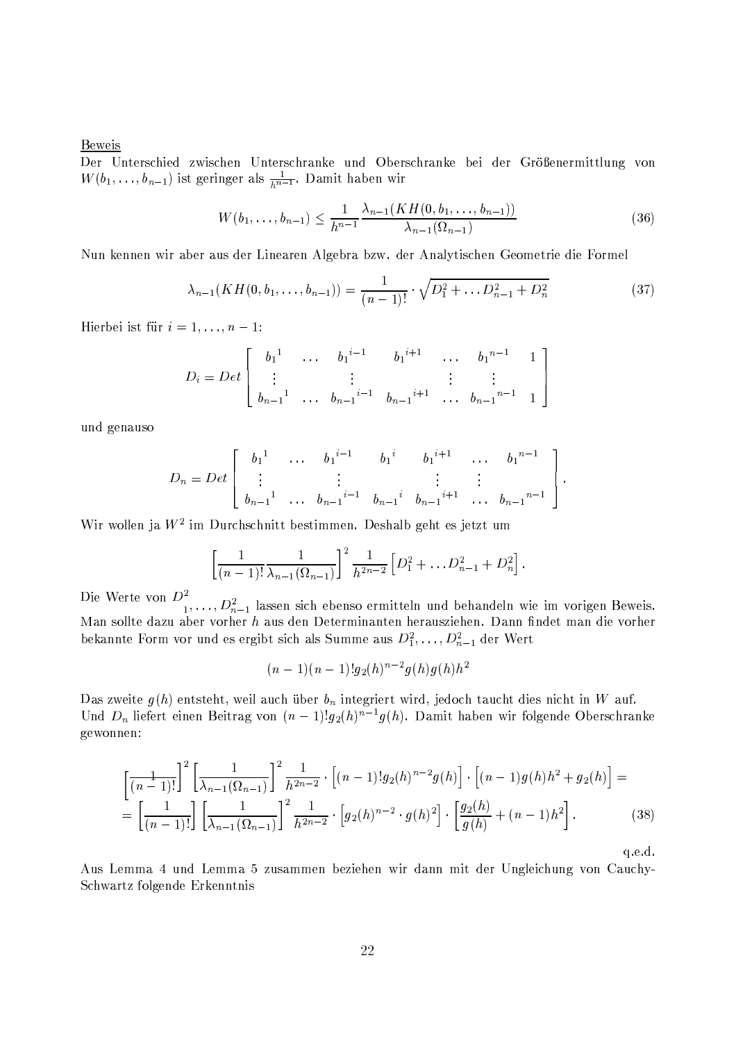Beweis

Der Unterschied zwischen Unterschranke und Oberschranke bei der Größenermittlung von $W(b_1, \ldots, b_{n-1})$ ist geringer als $\frac{1}{h^{n-1}}$. Damit haben wir

$$W(b_1, \ldots, b_{n-1}) \leq \frac{1}{h^{n-1}} \frac{\lambda_{n-1}(KH(0, b_1, \ldots, b_{n-1}))}{\lambda_{n-1}(\Omega_{n-1})} \tag{36}$$

Nun kennen wir aber aus der Linearen Algebra bzw. der Analytischen Geometrie die Formel

$$\lambda_{n-1}(KH(0, b_1, \ldots, b_{n-1})) = \frac{1}{(n-1)!} \cdot \sqrt{D_1^2 + \ldots D_{n-1}^2 + D_n^2} \tag{37}$$

Hierbei ist für $i = 1, \ldots, n-1$:

$$D_i = Det \begin{bmatrix} {b_1}^1 & \ldots & {b_1}^{i-1} & {b_1}^{i+1} & \ldots & {b_1}^{n-1} & 1 \\ \vdots & & \vdots & & \vdots & \vdots & \\ {b_{n-1}}^1 & \ldots & {b_{n-1}}^{i-1} & {b_{n-1}}^{i+1} & \ldots & {b_{n-1}}^{n-1} & 1 \end{bmatrix}$$

und genauso

$$D_n = Det \begin{bmatrix} {b_1}^1 & \ldots & {b_1}^{i-1} & {b_1}^{i} & {b_1}^{i+1} & \ldots & {b_1}^{n-1} \\ \vdots & & \vdots & & \vdots & \vdots & \\ {b_{n-1}}^1 & \ldots & {b_{n-1}}^{i-1} & {b_{n-1}}^{i} & {b_{n-1}}^{i+1} & \ldots & {b_{n-1}}^{n-1} \end{bmatrix}.$$

Wir wollen ja $W^2$ im Durchschnitt bestimmen. Deshalb geht es jetzt um

$$\left[\frac{1}{(n-1)!} \frac{1}{\lambda_{n-1}(\Omega_{n-1})}\right]^2 \frac{1}{h^{2n-2}} \left[D_1^2 + \ldots D_{n-1}^2 + D_n^2\right].$$

Die Werte von $D^2_1, \ldots, D_{n-1}^2$ lassen sich ebenso ermitteln und behandeln wie im vorigen Beweis. Man sollte dazu aber vorher $h$ aus den Determinanten herausziehen. Dann findet man die vorher bekannte Form vor und es ergibt sich als Summe aus $D_1^2, \ldots, D_{n-1}^2$ der Wert

$$(n-1)(n-1)! g_2(h)^{n-2} g(h) g(h) h^2$$

Das zweite $g(h)$ entsteht, weil auch über $b_n$ integriert wird, jedoch taucht dies nicht in $W$ auf. Und $D_n$ liefert einen Beitrag von $(n-1)! g_2(h)^{n-1} g(h)$. Damit haben wir folgende Oberschranke gewonnen:

$$\begin{aligned} &\left[\frac{1}{(n-1)!}\right]^2 \left[\frac{1}{\lambda_{n-1}(\Omega_{n-1})}\right]^2 \frac{1}{h^{2n-2}} \cdot \left[(n-1)! g_2(h)^{n-2} g(h)\right] \cdot \left[(n-1) g(h) h^2 + g_2(h)\right] = \\ &= \left[\frac{1}{(n-1)!}\right] \left[\frac{1}{\lambda_{n-1}(\Omega_{n-1})}\right]^2 \frac{1}{h^{2n-2}} \cdot \left[g_2(h)^{n-2} \cdot g(h)^2\right] \cdot \left[\frac{g_2(h)}{g(h)} + (n-1) h^2\right]. \end{aligned} \tag{38}$$

q.e.d.

Aus Lemma 4 und Lemma 5 zusammen beziehen wir dann mit der Ungleichung von Cauchy-Schwartz folgende Erkenntnis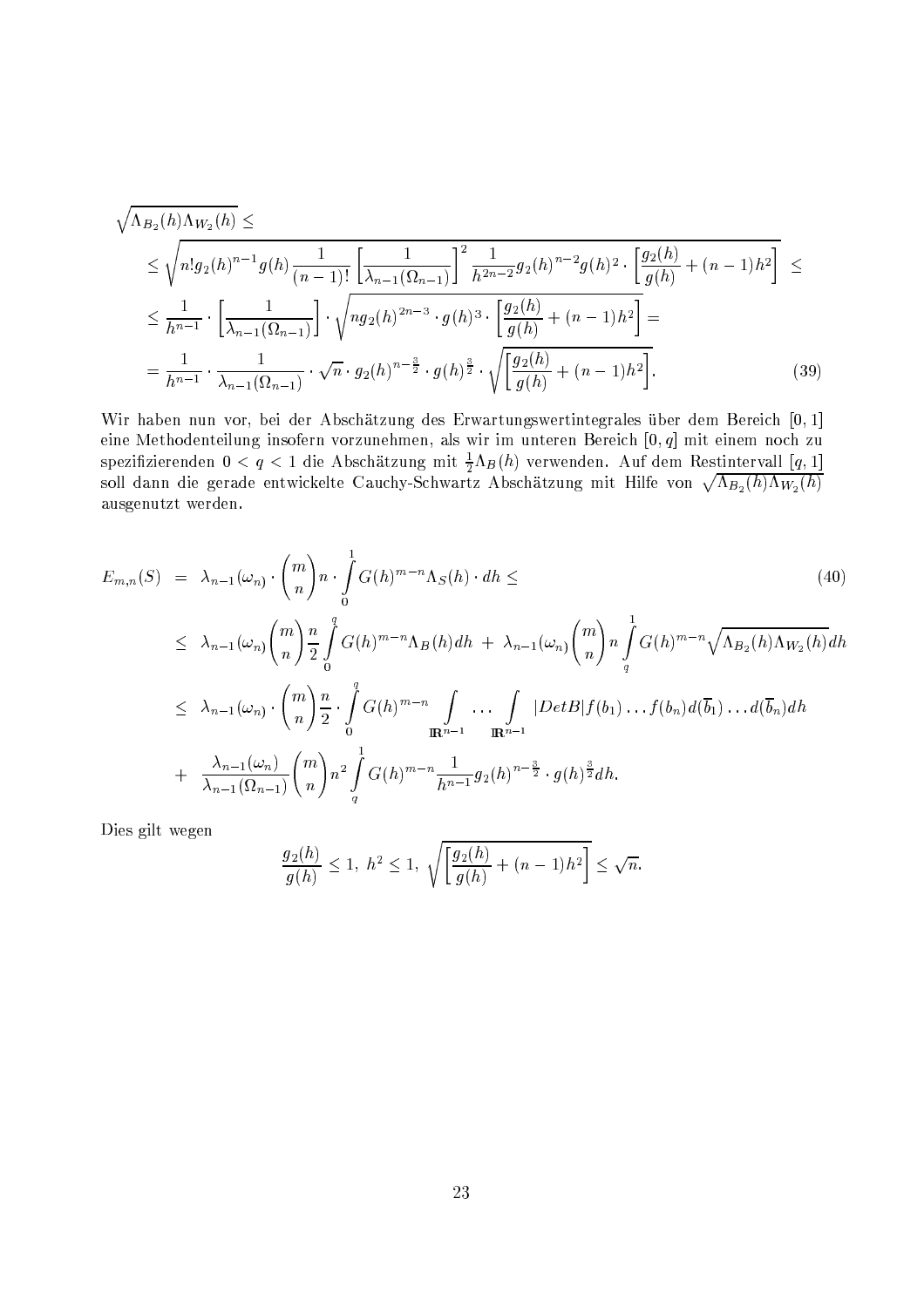$$
\begin{aligned}
&\sqrt{\Lambda_{B_2}(h)\Lambda_{W_2}(h)} \le \\
&\le \sqrt{n! g_2(h)^{n-1} g(h) \frac{1}{(n-1)!} \left[\frac{1}{\lambda_{n-1}(\Omega_{n-1})}\right]^2 \frac{1}{h^{2n-2}} g_2(h)^{n-2} g(h)^2 \cdot \left[\frac{g_2(h)}{g(h)} + (n-1)h^2\right]} \le \\
&\le \frac{1}{h^{n-1}} \cdot \left[\frac{1}{\lambda_{n-1}(\Omega_{n-1})}\right] \cdot \sqrt{n g_2(h)^{2n-3} \cdot g(h)^3 \cdot \left[\frac{g_2(h)}{g(h)} + (n-1)h^2\right]} = \\
&= \frac{1}{h^{n-1}} \cdot \frac{1}{\lambda_{n-1}(\Omega_{n-1})} \cdot \sqrt{n} \cdot g_2(h)^{n-\frac{3}{2}} \cdot g(h)^{\frac{3}{2}} \cdot \sqrt{\left[\frac{g_2(h)}{g(h)} + (n-1)h^2\right]}. \qquad (39)
\end{aligned}
$$

Wir haben nun vor, bei der Abschätzung des Erwartungswertintegrales über dem Bereich $[0,1]$ eine Methodenteilung insofern vorzunehmen, als wir im unteren Bereich $[0,q]$ mit einem noch zu spezifizierenden $0 < q < 1$ die Abschätzung mit $\frac{1}{2}\Lambda_B(h)$ verwenden. Auf dem Restintervall $[q,1]$ soll dann die gerade entwickelte Cauchy-Schwartz Abschätzung mit Hilfe von $\sqrt{\Lambda_{B_2}(h)\Lambda_{W_2}(h)}$ ausgenutzt werden.

$$
\begin{aligned}
E_{m,n}(S) &= \lambda_{n-1}(\omega_n) \cdot \binom{m}{n} n \cdot \int_0^1 G(h)^{m-n} \Lambda_S(h) \cdot dh \le \qquad (40) \\
&\le \lambda_{n-1}(\omega_n) \binom{m}{n} \frac{n}{2} \int_0^q G(h)^{m-n} \Lambda_B(h) dh \; + \; \lambda_{n-1}(\omega_n) \binom{m}{n} n \int_q^1 G(h)^{m-n} \sqrt{\Lambda_{B_2}(h)\Lambda_{W_2}(h)} dh \\
&\le \lambda_{n-1}(\omega_n) \cdot \binom{m}{n} \frac{n}{2} \cdot \int_0^q G(h)^{m-n} \int_{\mathbb{R}^{n-1}} \cdots \int_{\mathbb{R}^{n-1}} |Det B| f(b_1) \ldots f(b_n) d(\overline{b}_1) \ldots d(\overline{b}_n) dh \\
&+ \; \frac{\lambda_{n-1}(\omega_n)}{\lambda_{n-1}(\Omega_{n-1})} \binom{m}{n} n^2 \int_q^1 G(h)^{m-n} \frac{1}{h^{n-1}} g_2(h)^{n-\frac{3}{2}} \cdot g(h)^{\frac{3}{2}} dh.
\end{aligned}
$$

Dies gilt wegen

$$
\frac{g_2(h)}{g(h)} \le 1, \; h^2 \le 1, \; \sqrt{\left[\frac{g_2(h)}{g(h)} + (n-1)h^2\right]} \le \sqrt{n}.
$$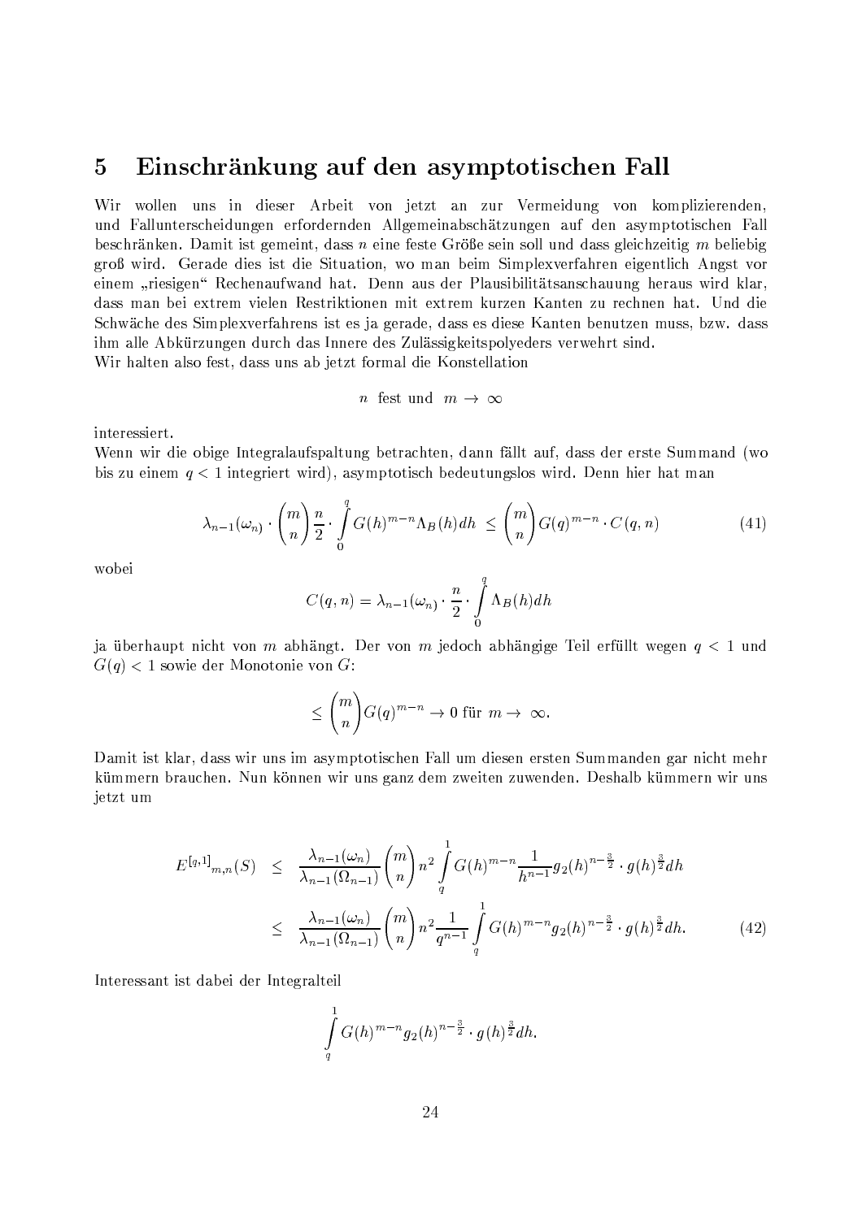# 5 Einschränkung auf den asymptotischen Fall

Wir wollen uns in dieser Arbeit von jetzt an zur Vermeidung von komplizierenden, und Fallunterscheidungen erfordernden Allgemeinabschätzungen auf den asymptotischen Fall beschränken. Damit ist gemeint, dass $n$ eine feste Größe sein soll und dass gleichzeitig $m$ beliebig groß wird. Gerade dies ist die Situation, wo man beim Simplexverfahren eigentlich Angst vor einem „riesigen" Rechenaufwand hat. Denn aus der Plausibilitätsanschauung heraus wird klar, dass man bei extrem vielen Restriktionen mit extrem kurzen Kanten zu rechnen hat. Und die Schwäche des Simplexverfahrens ist es ja gerade, dass es diese Kanten benutzen muss, bzw. dass ihm alle Abkürzungen durch das Innere des Zulässigkeitspolyeders verwehrt sind.
Wir halten also fest, dass uns ab jetzt formal die Konstellation

$$n \text{ fest und } m \to \infty$$

interessiert.
Wenn wir die obige Integralaufspaltung betrachten, dann fällt auf, dass der erste Summand (wo bis zu einem $q < 1$ integriert wird), asymptotisch bedeutungslos wird. Denn hier hat man

$$\lambda_{n-1}(\omega_n) \cdot \binom{m}{n} \frac{n}{2} \cdot \int_0^q G(h)^{m-n} \Lambda_B(h) dh \leq \binom{m}{n} G(q)^{m-n} \cdot C(q,n) \tag{41}$$

wobei

$$C(q,n) = \lambda_{n-1}(\omega_n) \cdot \frac{n}{2} \cdot \int_0^q \Lambda_B(h) dh$$

ja überhaupt nicht von $m$ abhängt. Der von $m$ jedoch abhängige Teil erfüllt wegen $q < 1$ und $G(q) < 1$ sowie der Monotonie von $G$:

$$\leq \binom{m}{n} G(q)^{m-n} \to 0 \text{ für } m \to \infty.$$

Damit ist klar, dass wir uns im asymptotischen Fall um diesen ersten Summanden gar nicht mehr kümmern brauchen. Nun können wir uns ganz dem zweiten zuwenden. Deshalb kümmern wir uns jetzt um

$$\begin{aligned}
E^{[q,1]}{}_{m,n}(S) &\leq \frac{\lambda_{n-1}(\omega_n)}{\lambda_{n-1}(\Omega_{n-1})} \binom{m}{n} n^2 \int_q^1 G(h)^{m-n} \frac{1}{h^{n-1}} g_2(h)^{n-\frac{3}{2}} \cdot g(h)^{\frac{3}{2}} dh \\
&\leq \frac{\lambda_{n-1}(\omega_n)}{\lambda_{n-1}(\Omega_{n-1})} \binom{m}{n} n^2 \frac{1}{q^{n-1}} \int_q^1 G(h)^{m-n} g_2(h)^{n-\frac{3}{2}} \cdot g(h)^{\frac{3}{2}} dh.
\end{aligned} \tag{42}$$

Interessant ist dabei der Integralteil

$$\int_q^1 G(h)^{m-n} g_2(h)^{n-\frac{3}{2}} \cdot g(h)^{\frac{3}{2}} dh.$$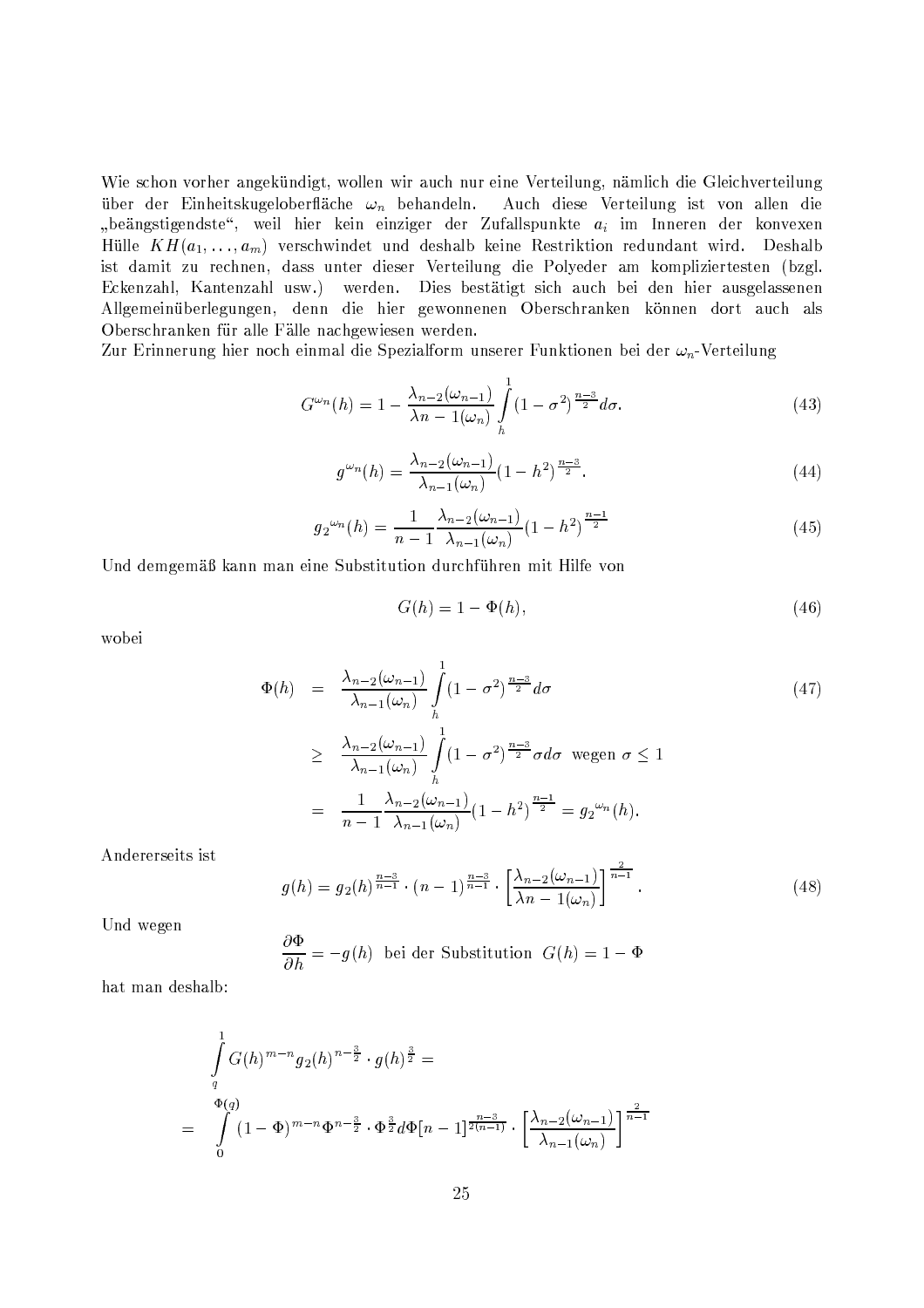Wie schon vorher angekündigt, wollen wir auch nur eine Verteilung, nämlich die Gleichverteilung über der Einheitskugeloberfläche $\omega_n$ behandeln. Auch diese Verteilung ist von allen die „beängstigendste", weil hier kein einziger der Zufallspunkte $a_i$ im Inneren der konvexen Hülle $KH(a_1,\ldots,a_m)$ verschwindet und deshalb keine Restriktion redundant wird. Deshalb ist damit zu rechnen, dass unter dieser Verteilung die Polyeder am kompliziertesten (bzgl. Eckenzahl, Kantenzahl usw.) werden. Dies bestätigt sich auch bei den hier ausgelassenen Allgemeinüberlegungen, denn die hier gewonnenen Oberschranken können dort auch als Oberschranken für alle Fälle nachgewiesen werden.
Zur Erinnerung hier noch einmal die Spezialform unserer Funktionen bei der $\omega_n$-Verteilung

$$G^{\omega_n}(h) = 1 - \frac{\lambda_{n-2}(\omega_{n-1})}{\lambda n - 1(\omega_n)} \int_h^1 (1-\sigma^2)^{\frac{n-3}{2}} d\sigma. \tag{43}$$

$$g^{\omega_n}(h) = \frac{\lambda_{n-2}(\omega_{n-1})}{\lambda_{n-1}(\omega_n)} (1-h^2)^{\frac{n-3}{2}}. \tag{44}$$

$$g_2{}^{\omega_n}(h) = \frac{1}{n-1} \frac{\lambda_{n-2}(\omega_{n-1})}{\lambda_{n-1}(\omega_n)} (1-h^2)^{\frac{n-1}{2}} \tag{45}$$

Und demgemäß kann man eine Substitution durchführen mit Hilfe von

$$G(h) = 1 - \Phi(h), \tag{46}$$

wobei

$$\begin{aligned}
\Phi(h) &= \frac{\lambda_{n-2}(\omega_{n-1})}{\lambda_{n-1}(\omega_n)} \int_h^1 (1-\sigma^2)^{\frac{n-3}{2}} d\sigma \\
&\geq \frac{\lambda_{n-2}(\omega_{n-1})}{\lambda_{n-1}(\omega_n)} \int_h^1 (1-\sigma^2)^{\frac{n-3}{2}} \sigma d\sigma \quad \text{wegen } \sigma \leq 1 \\
&= \frac{1}{n-1} \frac{\lambda_{n-2}(\omega_{n-1})}{\lambda_{n-1}(\omega_n)} (1-h^2)^{\frac{n-1}{2}} = g_2{}^{\omega_n}(h).
\end{aligned} \tag{47}$$

Andererseits ist

$$g(h) = g_2(h)^{\frac{n-3}{n-1}} \cdot (n-1)^{\frac{n-3}{n-1}} \cdot \left[\frac{\lambda_{n-2}(\omega_{n-1})}{\lambda n - 1(\omega_n)}\right]^{\frac{2}{n-1}}. \tag{48}$$

Und wegen

$$\frac{\partial \Phi}{\partial h} = -g(h) \text{ bei der Substitution } G(h) = 1 - \Phi$$

hat man deshalb:

$$\begin{aligned}
&\int_q^1 G(h)^{m-n} g_2(h)^{n-\frac{3}{2}} \cdot g(h)^{\frac{3}{2}} = \\
= \quad &\int_0^{\Phi(q)} (1-\Phi)^{m-n} \Phi^{n-\frac{3}{2}} \cdot \Phi^{\frac{3}{2}} d\Phi [n-1]^{\frac{n-3}{2(n-1)}} \cdot \left[\frac{\lambda_{n-2}(\omega_{n-1})}{\lambda_{n-1}(\omega_n)}\right]^{\frac{2}{n-1}}
\end{aligned}$$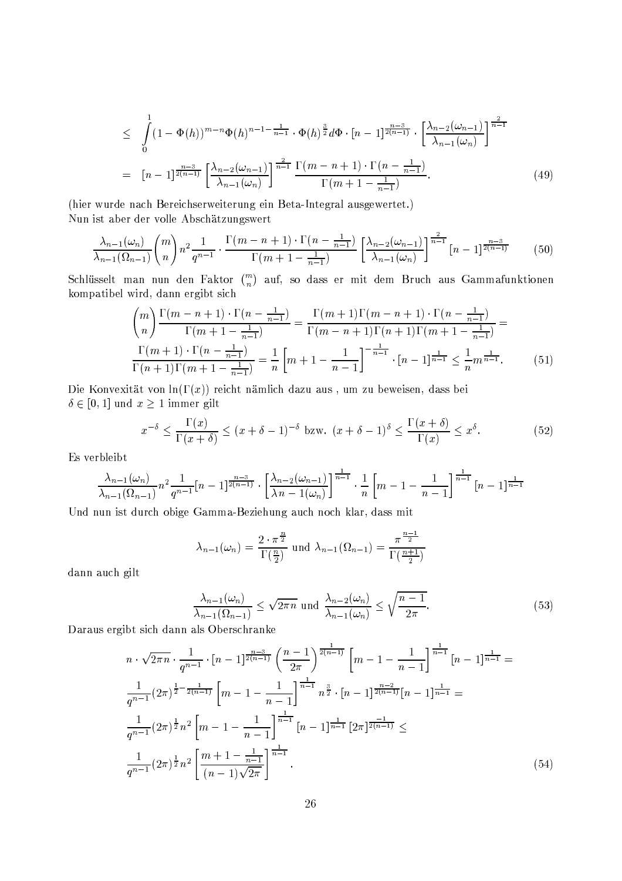$$
\begin{aligned}
&\leq \int_0^1 (1-\Phi(h))^{m-n}\Phi(h)^{n-1-\frac{1}{n-1}} \cdot \Phi(h)^{\frac{3}{2}} d\Phi \cdot [n-1]^{\frac{n-3}{2(n-1)}} \cdot \left[\frac{\lambda_{n-2}(\omega_{n-1})}{\lambda_{n-1}(\omega_n)}\right]^{\frac{2}{n-1}} \\
&= [n-1]^{\frac{n-3}{2(n-1)}} \left[\frac{\lambda_{n-2}(\omega_{n-1})}{\lambda_{n-1}(\omega_n)}\right]^{\frac{2}{n-1}} \frac{\Gamma(m-n+1)\cdot\Gamma(n-\frac{1}{n-1})}{\Gamma(m+1-\frac{1}{n-1})}. \qquad (49)
\end{aligned}
$$

(hier wurde nach Bereichserweiterung ein Beta-Integral ausgewertet.)
Nun ist aber der volle Abschätzungswert

$$
\frac{\lambda_{n-1}(\omega_n)}{\lambda_{n-1}(\Omega_{n-1})}\binom{m}{n} n^2 \frac{1}{q^{n-1}} \cdot \frac{\Gamma(m-n+1)\cdot\Gamma(n-\frac{1}{n-1})}{\Gamma(m+1-\frac{1}{n-1})}\left[\frac{\lambda_{n-2}(\omega_{n-1})}{\lambda_{n-1}(\omega_n)}\right]^{\frac{2}{n-1}} [n-1]^{\frac{n-3}{2(n-1)}} \qquad (50)
$$

Schlüsselt man nun den Faktor $\binom{m}{n}$ auf, so dass er mit dem Bruch aus Gammafunktionen kompatibel wird, dann ergibt sich

$$
\begin{aligned}
&\binom{m}{n}\frac{\Gamma(m-n+1)\cdot\Gamma(n-\frac{1}{n-1})}{\Gamma(m+1-\frac{1}{n-1})} = \frac{\Gamma(m+1)\Gamma(m-n+1)\cdot\Gamma(n-\frac{1}{n-1})}{\Gamma(m-n+1)\Gamma(n+1)\Gamma(m+1-\frac{1}{n-1})} = \\
&\frac{\Gamma(m+1)\cdot\Gamma(n-\frac{1}{n-1})}{\Gamma(n+1)\Gamma(m+1-\frac{1}{n-1})} = \frac{1}{n}\left[m+1-\frac{1}{n-1}\right]^{-\frac{1}{n-1}} \cdot [n-1]^{\frac{1}{n-1}} \leq \frac{1}{n} m^{\frac{1}{n-1}}. \qquad (51)
\end{aligned}
$$

Die Konvexität von $\ln(\Gamma(x))$ reicht nämlich dazu aus , um zu beweisen, dass bei $\delta \in [0,1]$ und $x \geq 1$ immer gilt

$$
x^{-\delta} \leq \frac{\Gamma(x)}{\Gamma(x+\delta)} \leq (x+\delta-1)^{-\delta} \text{ bzw. } (x+\delta-1)^{\delta} \leq \frac{\Gamma(x+\delta)}{\Gamma(x)} \leq x^{\delta}. \qquad (52)
$$

Es verbleibt

$$
\frac{\lambda_{n-1}(\omega_n)}{\lambda_{n-1}(\Omega_{n-1})} n^2 \frac{1}{q^{n-1}} [n-1]^{\frac{n-3}{2(n-1)}} \cdot \left[\frac{\lambda_{n-2}(\omega_{n-1})}{\lambda n-1(\omega_n)}\right]^{\frac{1}{n-1}} \cdot \frac{1}{n}\left[m-1-\frac{1}{n-1}\right]^{\frac{1}{n-1}} [n-1]^{\frac{1}{n-1}}
$$

Und nun ist durch obige Gamma-Beziehung auch noch klar, dass mit

$$
\lambda_{n-1}(\omega_n) = \frac{2\cdot\pi^{\frac{n}{2}}}{\Gamma(\frac{n}{2})} \text{ und } \lambda_{n-1}(\Omega_{n-1}) = \frac{\pi^{\frac{n-1}{2}}}{\Gamma(\frac{n+1}{2})}
$$

dann auch gilt

$$
\frac{\lambda_{n-1}(\omega_n)}{\lambda_{n-1}(\Omega_{n-1})} \leq \sqrt{2\pi n} \text{ und } \frac{\lambda_{n-2}(\omega_n)}{\lambda_{n-1}(\omega_n)} \leq \sqrt{\frac{n-1}{2\pi}}. \qquad (53)
$$

Daraus ergibt sich dann als Oberschranke

$$
\begin{aligned}
&n\cdot\sqrt{2\pi n}\cdot\frac{1}{q^{n-1}}\cdot[n-1]^{\frac{n-3}{2(n-1)}}\left(\frac{n-1}{2\pi}\right)^{\frac{1}{2(n-1)}}\left[m-1-\frac{1}{n-1}\right]^{\frac{1}{n-1}}[n-1]^{\frac{1}{n-1}} = \\
&\frac{1}{q^{n-1}}(2\pi)^{\frac{1}{2}-\frac{1}{2(n-1)}}\left[m-1-\frac{1}{n-1}\right]^{\frac{1}{n-1}} n^{\frac{3}{2}}\cdot[n-1]^{\frac{n-2}{2(n-1)}}[n-1]^{\frac{1}{n-1}} = \\
&\frac{1}{q^{n-1}}(2\pi)^{\frac{1}{2}} n^2 \left[m-1-\frac{1}{n-1}\right]^{\frac{1}{n-1}}[n-1]^{\frac{1}{n-1}}[2\pi]^{\frac{-1}{2(n-1)}} \leq \\
&\frac{1}{q^{n-1}}(2\pi)^{\frac{1}{2}} n^2 \left[\frac{m+1-\frac{1}{n-1}}{(n-1)\sqrt{2\pi}}\right]^{\frac{1}{n-1}}. \qquad (54)
\end{aligned}
$$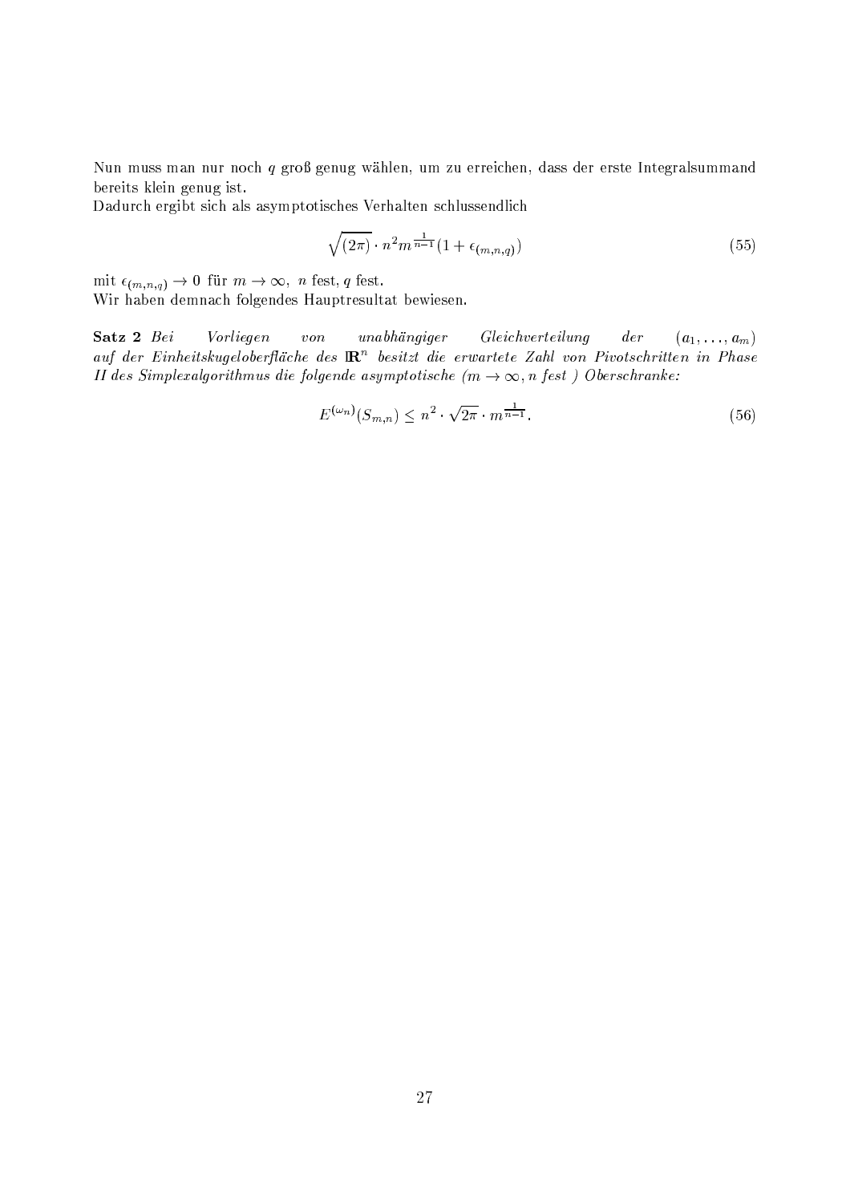Nun muss man nur noch $q$ groß genug wählen, um zu erreichen, dass der erste Integralsummand bereits klein genug ist.
Dadurch ergibt sich als asymptotisches Verhalten schlussendlich

$$\sqrt{(2\pi)} \cdot n^2 m^{\frac{1}{n-1}} (1 + \epsilon_{(m,n,q)}) \tag{55}$$

mit $\epsilon_{(m,n,q)} \to 0$ für $m \to \infty$, $n$ fest, $q$ fest.
Wir haben demnach folgendes Hauptresultat bewiesen.

**Satz 2** *Bei Vorliegen von unabhängiger Gleichverteilung der* $(a_1, \ldots, a_m)$ *auf der Einheitskugeloberfläche des* $\mathbb{R}^n$ *besitzt die erwartete Zahl von Pivotschritten in Phase II des Simplexalgorithmus die folgende asymptotische* ($m \to \infty, n$ *fest*) *Oberschranke:*

$$E^{(\omega_n)}(S_{m,n}) \leq n^2 \cdot \sqrt{2\pi} \cdot m^{\frac{1}{n-1}}. \tag{56}$$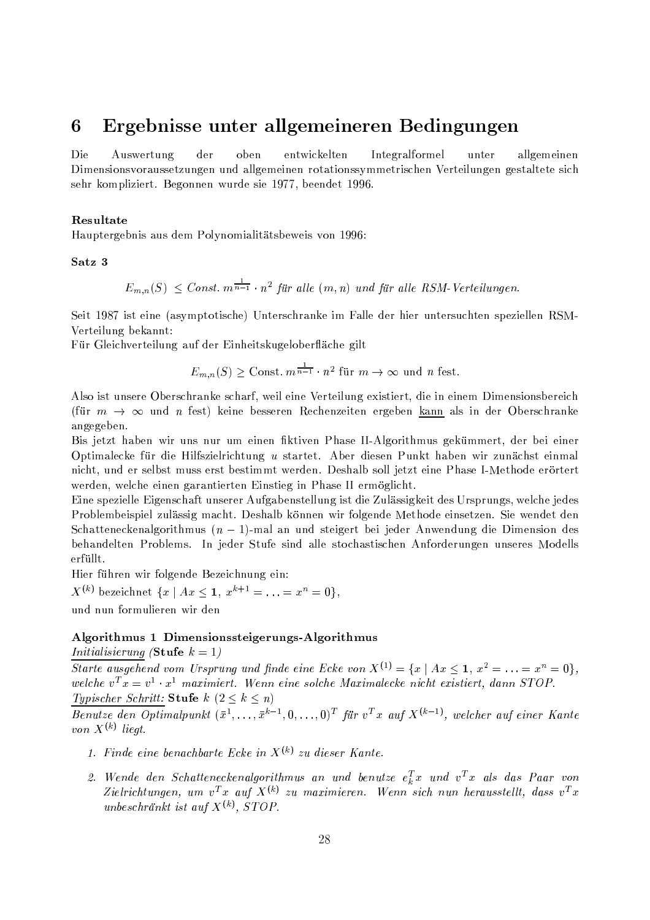# 6 Ergebnisse unter allgemeineren Bedingungen

Die Auswertung der oben entwickelten Integralformel unter allgemeinen Dimensionsvoraussetzungen und allgemeinen rotationssymmetrischen Verteilungen gestaltete sich sehr kompliziert. Begonnen wurde sie 1977, beendet 1996.

**Resultate**

Hauptergebnis aus dem Polynomialitätsbeweis von 1996:

**Satz 3**

$$E_{m,n}(S) \leq \textit{Const.}\ m^{\frac{1}{n-1}} \cdot n^2 \textit{ für alle } (m,n) \textit{ und für alle RSM-Verteilungen.}$$

Seit 1987 ist eine (asymptotische) Unterschranke im Falle der hier untersuchten speziellen RSM-Verteilung bekannt:

Für Gleichverteilung auf der Einheitskugeloberfläche gilt

$$E_{m,n}(S) \geq \text{Const.}\ m^{\frac{1}{n-1}} \cdot n^2 \text{ für } m \to \infty \text{ und } n \text{ fest.}$$

Also ist unsere Oberschranke scharf, weil eine Verteilung existiert, die in einem Dimensionsbereich (für $m \to \infty$ und $n$ fest) keine besseren Rechenzeiten ergeben <u>kann</u> als in der Oberschranke angegeben.

Bis jetzt haben wir uns nur um einen fiktiven Phase II-Algorithmus gekümmert, der bei einer Optimalecke für die Hilfszielrichtung $u$ startet. Aber diesen Punkt haben wir zunächst einmal nicht, und er selbst muss erst bestimmt werden. Deshalb soll jetzt eine Phase I-Methode erörtert werden, welche einen garantierten Einstieg in Phase II ermöglicht.

Eine spezielle Eigenschaft unserer Aufgabenstellung ist die Zulässigkeit des Ursprungs, welche jedes Problembeispiel zulässig macht. Deshalb können wir folgende Methode einsetzen. Sie wendet den Schatteneckenalgorithmus $(n-1)$-mal an und steigert bei jeder Anwendung die Dimension des behandelten Problems. In jeder Stufe sind alle stochastischen Anforderungen unseres Modells erfüllt.

Hier führen wir folgende Bezeichnung ein:

$X^{(k)}$ bezeichnet $\{x \mid Ax \leq \mathbf{1},\ x^{k+1} = \ldots = x^n = 0\}$,

und nun formulieren wir den

**Algorithmus 1 Dimensionssteigerungs-Algorithmus**

<u>*Initialisierung*</u> *(***Stufe** $k = 1$*)*

*Starte ausgehend vom Ursprung und finde eine Ecke von* $X^{(1)} = \{x \mid Ax \leq \mathbf{1},\ x^2 = \ldots = x^n = 0\}$*, welche* $v^T x = v^1 \cdot x^1$ *maximiert. Wenn eine solche Maximalecke nicht existiert, dann STOP.*

<u>*Typischer Schritt:*</u> **Stufe** $k$ $(2 \leq k \leq n)$

*Benutze den Optimalpunkt* $(\bar{x}^1, \ldots, \bar{x}^{k-1}, 0, \ldots, 0)^T$ *für* $v^T x$ *auf* $X^{(k-1)}$*, welcher auf einer Kante von* $X^{(k)}$ *liegt.*

1. *Finde eine benachbarte Ecke in* $X^{(k)}$ *zu dieser Kante.*
2. *Wende den Schatteneckenalgorithmus an und benutze* $e_k^T x$ *und* $v^T x$ *als das Paar von Zielrichtungen, um* $v^T x$ *auf* $X^{(k)}$ *zu maximieren. Wenn sich nun herausstellt, dass* $v^T x$ *unbeschränkt ist auf* $X^{(k)}$*, STOP.*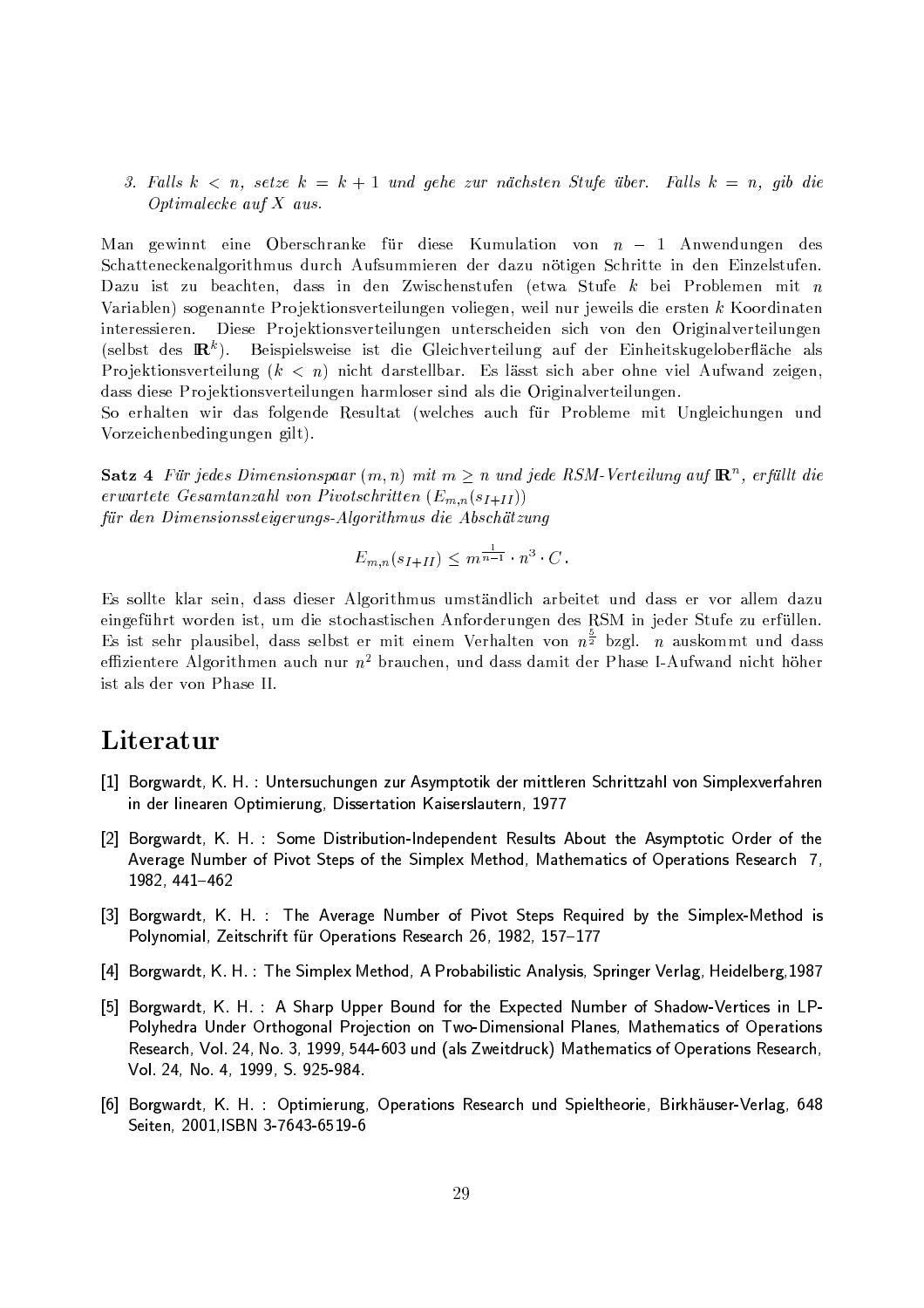3. *Falls $k < n$, setze $k = k + 1$ und gehe zur nächsten Stufe über. Falls $k = n$, gib die Optimalecke auf $X$ aus.*

Man gewinnt eine Oberschranke für diese Kumulation von $n - 1$ Anwendungen des Schatteneckenalgorithmus durch Aufsummieren der dazu nötigen Schritte in den Einzelstufen. Dazu ist zu beachten, dass in den Zwischenstufen (etwa Stufe $k$ bei Problemen mit $n$ Variablen) sogenannte Projektionsverteilungen voliegen, weil nur jeweils die ersten $k$ Koordinaten interessieren. Diese Projektionsverteilungen unterscheiden sich von den Originalverteilungen (selbst des $\mathbb{R}^k$). Beispielsweise ist die Gleichverteilung auf der Einheitskugeloberfläche als Projektionsverteilung ($k < n$) nicht darstellbar. Es lässt sich aber ohne viel Aufwand zeigen, dass diese Projektionsverteilungen harmloser sind als die Originalverteilungen.

So erhalten wir das folgende Resultat (welches auch für Probleme mit Ungleichungen und Vorzeichenbedingungen gilt).

**Satz 4** *Für jedes Dimensionspaar $(m, n)$ mit $m \geq n$ und jede RSM-Verteilung auf $\mathbb{R}^n$, erfüllt die erwartete Gesamtanzahl von Pivotschritten ($E_{m,n}(s_{I+II})$) für den Dimensionssteigerungs-Algorithmus die Abschätzung*

$$E_{m,n}(s_{I+II}) \leq m^{\frac{1}{n-1}} \cdot n^3 \cdot C.$$

Es sollte klar sein, dass dieser Algorithmus umständlich arbeitet und dass er vor allem dazu eingeführt worden ist, um die stochastischen Anforderungen des RSM in jeder Stufe zu erfüllen. Es ist sehr plausibel, dass selbst er mit einem Verhalten von $n^{\frac{5}{2}}$ bzgl. $n$ auskommt und dass effizientere Algorithmen auch nur $n^2$ brauchen, und dass damit der Phase I-Aufwand nicht höher ist als der von Phase II.

# Literatur

[1] Borgwardt, K. H. : Untersuchungen zur Asymptotik der mittleren Schrittzahl von Simplexverfahren in der linearen Optimierung, Dissertation Kaiserslautern, 1977

[2] Borgwardt, K. H. : Some Distribution-Independent Results About the Asymptotic Order of the Average Number of Pivot Steps of the Simplex Method, Mathematics of Operations Research 7, 1982, 441–462

[3] Borgwardt, K. H. : The Average Number of Pivot Steps Required by the Simplex-Method is Polynomial, Zeitschrift für Operations Research 26, 1982, 157–177

[4] Borgwardt, K. H. : The Simplex Method, A Probabilistic Analysis, Springer Verlag, Heidelberg,1987

[5] Borgwardt, K. H. : A Sharp Upper Bound for the Expected Number of Shadow-Vertices in LP-Polyhedra Under Orthogonal Projection on Two-Dimensional Planes, Mathematics of Operations Research, Vol. 24, No. 3, 1999, 544-603 und (als Zweitdruck) Mathematics of Operations Research, Vol. 24, No. 4, 1999, S. 925-984.

[6] Borgwardt, K. H. : Optimierung, Operations Research und Spieltheorie, Birkhäuser-Verlag, 648 Seiten, 2001,ISBN 3-7643-6519-6